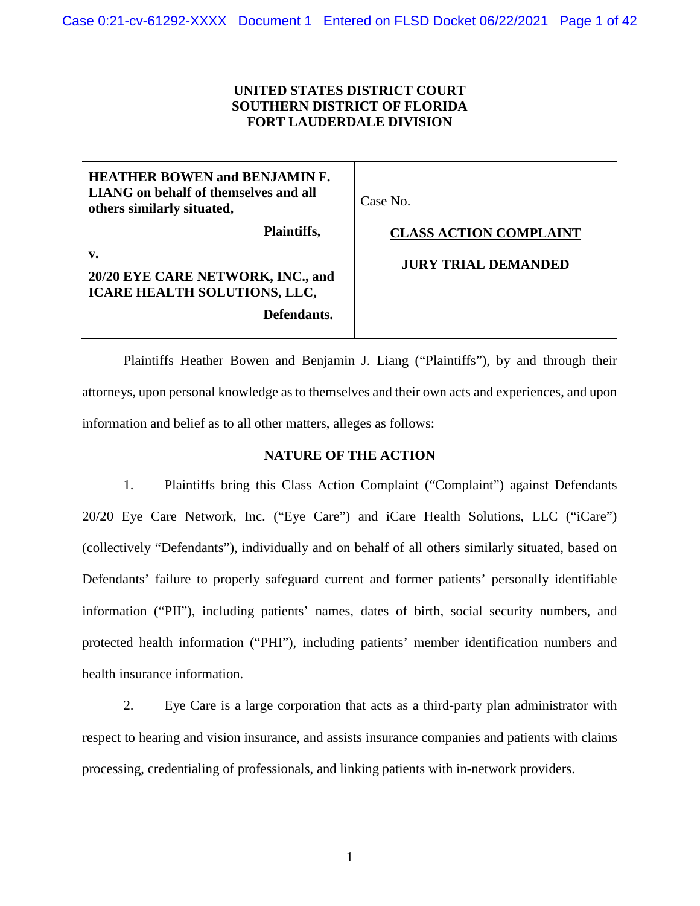**UNITED STATES DISTRICT COURT**
**SOUTHERN DISTRICT OF FLORIDA**
**FORT LAUDERDALE DIVISION**

| | |
|---|---|
| **HEATHER BOWEN and BENJAMIN F. LIANG on behalf of themselves and all others similarly situated,** | Case No. |
| **Plaintiffs,** | **CLASS ACTION COMPLAINT** |
| **v.** | **JURY TRIAL DEMANDED** |
| **20/20 EYE CARE NETWORK, INC., and ICARE HEALTH SOLUTIONS, LLC,** | |
| **Defendants.** | |

Plaintiffs Heather Bowen and Benjamin J. Liang ("Plaintiffs"), by and through their attorneys, upon personal knowledge as to themselves and their own acts and experiences, and upon information and belief as to all other matters, alleges as follows:

## NATURE OF THE ACTION

1. Plaintiffs bring this Class Action Complaint ("Complaint") against Defendants 20/20 Eye Care Network, Inc. ("Eye Care") and iCare Health Solutions, LLC ("iCare") (collectively "Defendants"), individually and on behalf of all others similarly situated, based on Defendants' failure to properly safeguard current and former patients' personally identifiable information ("PII"), including patients' names, dates of birth, social security numbers, and protected health information ("PHI"), including patients' member identification numbers and health insurance information.

2. Eye Care is a large corporation that acts as a third-party plan administrator with respect to hearing and vision insurance, and assists insurance companies and patients with claims processing, credentialing of professionals, and linking patients with in-network providers.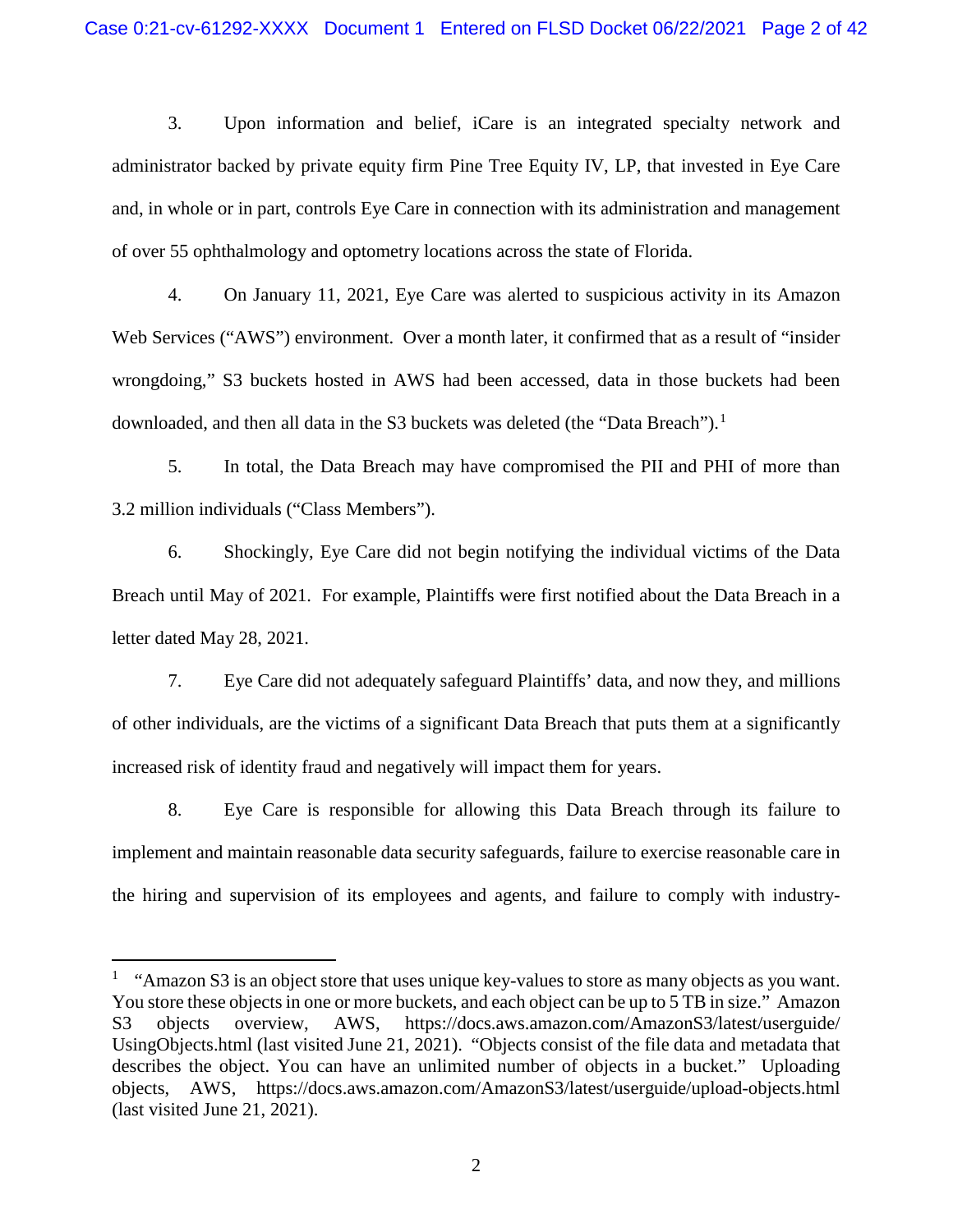3. Upon information and belief, iCare is an integrated specialty network and administrator backed by private equity firm Pine Tree Equity IV, LP, that invested in Eye Care and, in whole or in part, controls Eye Care in connection with its administration and management of over 55 ophthalmology and optometry locations across the state of Florida.

4. On January 11, 2021, Eye Care was alerted to suspicious activity in its Amazon Web Services ("AWS") environment. Over a month later, it confirmed that as a result of "insider wrongdoing," S3 buckets hosted in AWS had been accessed, data in those buckets had been downloaded, and then all data in the S3 buckets was deleted (the "Data Breach").[1]

5. In total, the Data Breach may have compromised the PII and PHI of more than 3.2 million individuals ("Class Members").

6. Shockingly, Eye Care did not begin notifying the individual victims of the Data Breach until May of 2021. For example, Plaintiffs were first notified about the Data Breach in a letter dated May 28, 2021.

7. Eye Care did not adequately safeguard Plaintiffs' data, and now they, and millions of other individuals, are the victims of a significant Data Breach that puts them at a significantly increased risk of identity fraud and negatively will impact them for years.

8. Eye Care is responsible for allowing this Data Breach through its failure to implement and maintain reasonable data security safeguards, failure to exercise reasonable care in the hiring and supervision of its employees and agents, and failure to comply with industry-

---

[1] "Amazon S3 is an object store that uses unique key-values to store as many objects as you want. You store these objects in one or more buckets, and each object can be up to 5 TB in size." Amazon S3 objects overview, AWS, https://docs.aws.amazon.com/AmazonS3/latest/userguide/UsingObjects.html (last visited June 21, 2021). "Objects consist of the file data and metadata that describes the object. You can have an unlimited number of objects in a bucket." Uploading objects, AWS, https://docs.aws.amazon.com/AmazonS3/latest/userguide/upload-objects.html (last visited June 21, 2021).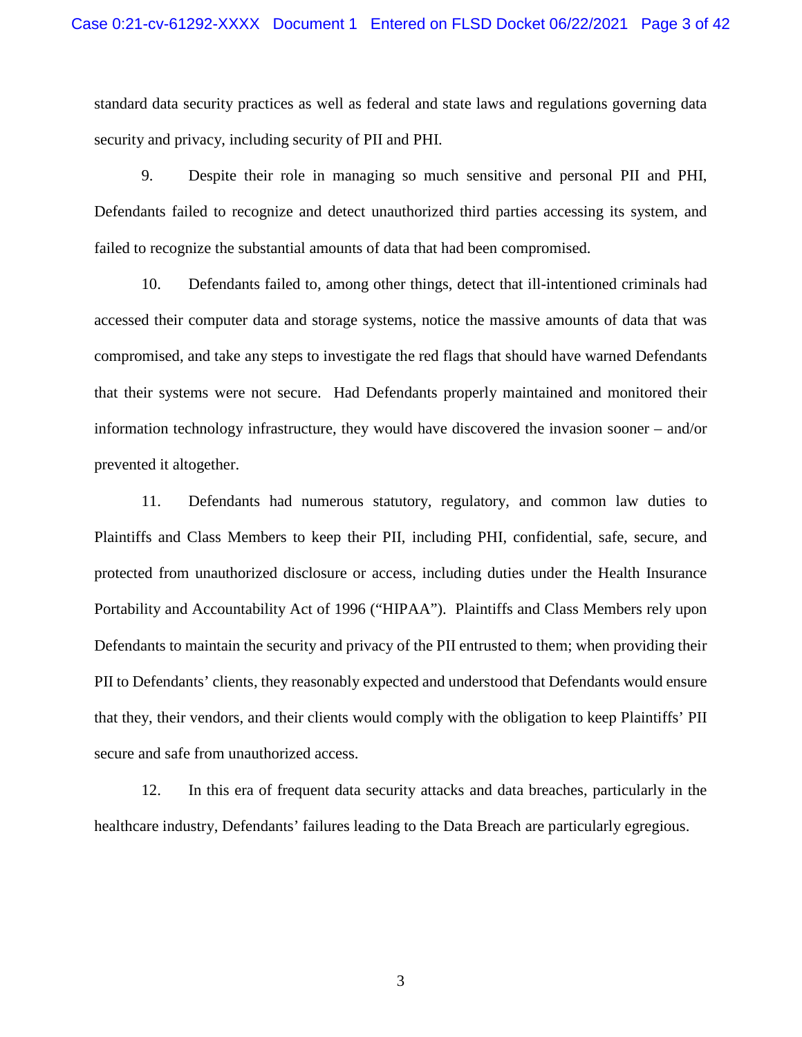standard data security practices as well as federal and state laws and regulations governing data security and privacy, including security of PII and PHI.

9. Despite their role in managing so much sensitive and personal PII and PHI, Defendants failed to recognize and detect unauthorized third parties accessing its system, and failed to recognize the substantial amounts of data that had been compromised.

10. Defendants failed to, among other things, detect that ill-intentioned criminals had accessed their computer data and storage systems, notice the massive amounts of data that was compromised, and take any steps to investigate the red flags that should have warned Defendants that their systems were not secure. Had Defendants properly maintained and monitored their information technology infrastructure, they would have discovered the invasion sooner – and/or prevented it altogether.

11. Defendants had numerous statutory, regulatory, and common law duties to Plaintiffs and Class Members to keep their PII, including PHI, confidential, safe, secure, and protected from unauthorized disclosure or access, including duties under the Health Insurance Portability and Accountability Act of 1996 ("HIPAA"). Plaintiffs and Class Members rely upon Defendants to maintain the security and privacy of the PII entrusted to them; when providing their PII to Defendants' clients, they reasonably expected and understood that Defendants would ensure that they, their vendors, and their clients would comply with the obligation to keep Plaintiffs' PII secure and safe from unauthorized access.

12. In this era of frequent data security attacks and data breaches, particularly in the healthcare industry, Defendants' failures leading to the Data Breach are particularly egregious.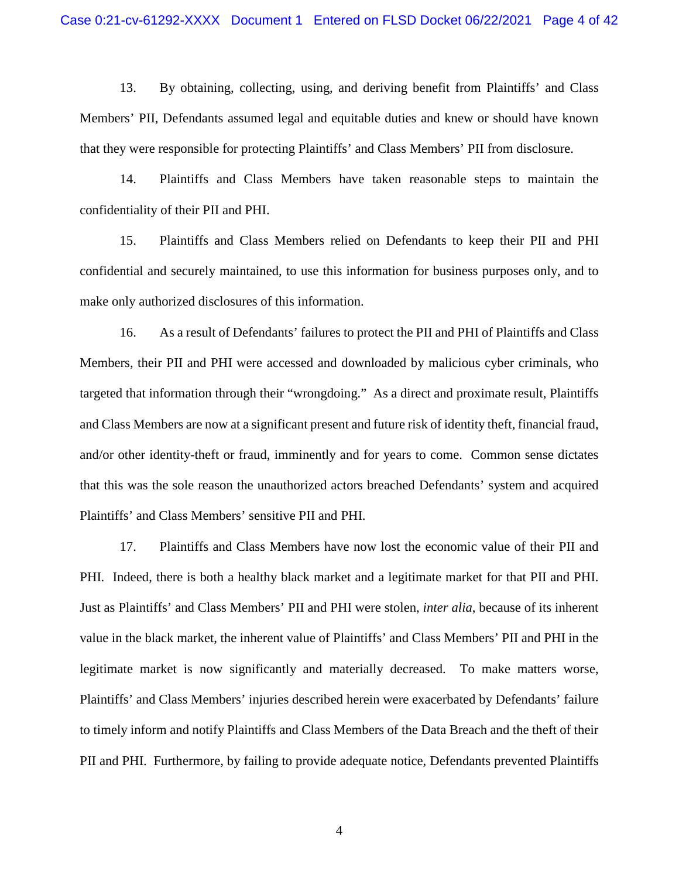13. By obtaining, collecting, using, and deriving benefit from Plaintiffs' and Class Members' PII, Defendants assumed legal and equitable duties and knew or should have known that they were responsible for protecting Plaintiffs' and Class Members' PII from disclosure.

14. Plaintiffs and Class Members have taken reasonable steps to maintain the confidentiality of their PII and PHI.

15. Plaintiffs and Class Members relied on Defendants to keep their PII and PHI confidential and securely maintained, to use this information for business purposes only, and to make only authorized disclosures of this information.

16. As a result of Defendants' failures to protect the PII and PHI of Plaintiffs and Class Members, their PII and PHI were accessed and downloaded by malicious cyber criminals, who targeted that information through their "wrongdoing." As a direct and proximate result, Plaintiffs and Class Members are now at a significant present and future risk of identity theft, financial fraud, and/or other identity-theft or fraud, imminently and for years to come. Common sense dictates that this was the sole reason the unauthorized actors breached Defendants' system and acquired Plaintiffs' and Class Members' sensitive PII and PHI.

17. Plaintiffs and Class Members have now lost the economic value of their PII and PHI. Indeed, there is both a healthy black market and a legitimate market for that PII and PHI. Just as Plaintiffs' and Class Members' PII and PHI were stolen, *inter alia*, because of its inherent value in the black market, the inherent value of Plaintiffs' and Class Members' PII and PHI in the legitimate market is now significantly and materially decreased. To make matters worse, Plaintiffs' and Class Members' injuries described herein were exacerbated by Defendants' failure to timely inform and notify Plaintiffs and Class Members of the Data Breach and the theft of their PII and PHI. Furthermore, by failing to provide adequate notice, Defendants prevented Plaintiffs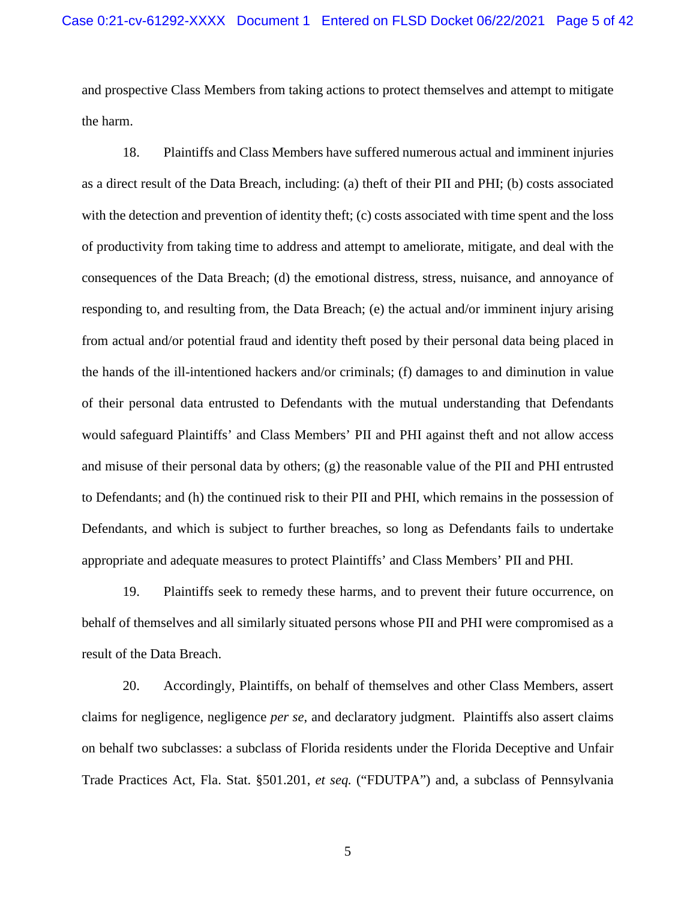and prospective Class Members from taking actions to protect themselves and attempt to mitigate the harm.

18. Plaintiffs and Class Members have suffered numerous actual and imminent injuries as a direct result of the Data Breach, including: (a) theft of their PII and PHI; (b) costs associated with the detection and prevention of identity theft; (c) costs associated with time spent and the loss of productivity from taking time to address and attempt to ameliorate, mitigate, and deal with the consequences of the Data Breach; (d) the emotional distress, stress, nuisance, and annoyance of responding to, and resulting from, the Data Breach; (e) the actual and/or imminent injury arising from actual and/or potential fraud and identity theft posed by their personal data being placed in the hands of the ill-intentioned hackers and/or criminals; (f) damages to and diminution in value of their personal data entrusted to Defendants with the mutual understanding that Defendants would safeguard Plaintiffs' and Class Members' PII and PHI against theft and not allow access and misuse of their personal data by others; (g) the reasonable value of the PII and PHI entrusted to Defendants; and (h) the continued risk to their PII and PHI, which remains in the possession of Defendants, and which is subject to further breaches, so long as Defendants fails to undertake appropriate and adequate measures to protect Plaintiffs' and Class Members' PII and PHI.

19. Plaintiffs seek to remedy these harms, and to prevent their future occurrence, on behalf of themselves and all similarly situated persons whose PII and PHI were compromised as a result of the Data Breach.

20. Accordingly, Plaintiffs, on behalf of themselves and other Class Members, assert claims for negligence, negligence *per se*, and declaratory judgment. Plaintiffs also assert claims on behalf two subclasses: a subclass of Florida residents under the Florida Deceptive and Unfair Trade Practices Act, Fla. Stat. §501.201, *et seq.* ("FDUTPA") and, a subclass of Pennsylvania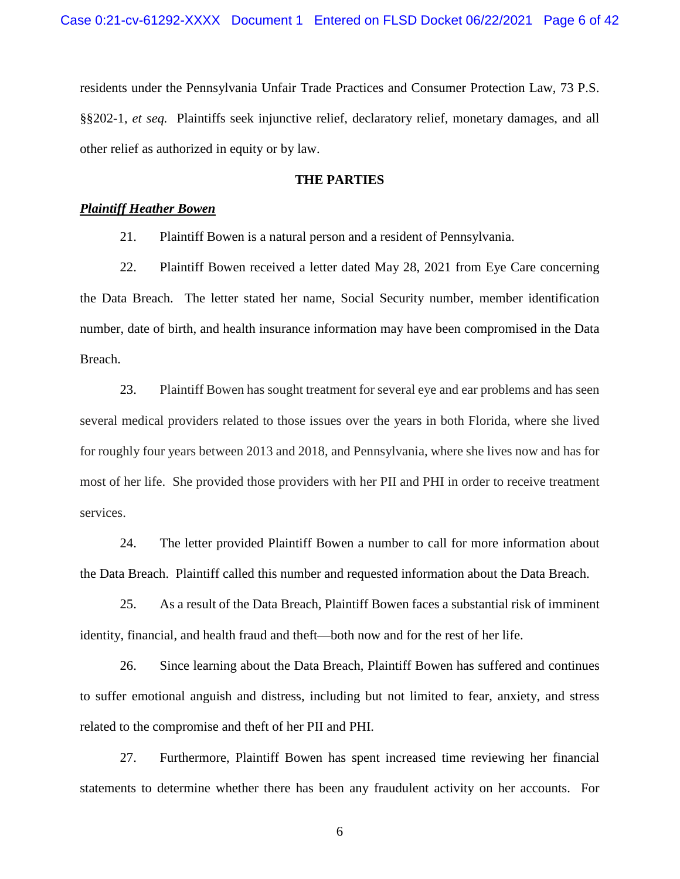residents under the Pennsylvania Unfair Trade Practices and Consumer Protection Law, 73 P.S. §§202-1, *et seq.* Plaintiffs seek injunctive relief, declaratory relief, monetary damages, and all other relief as authorized in equity or by law.

## THE PARTIES

***Plaintiff Heather Bowen***

21. Plaintiff Bowen is a natural person and a resident of Pennsylvania.

22. Plaintiff Bowen received a letter dated May 28, 2021 from Eye Care concerning the Data Breach. The letter stated her name, Social Security number, member identification number, date of birth, and health insurance information may have been compromised in the Data Breach.

23. Plaintiff Bowen has sought treatment for several eye and ear problems and has seen several medical providers related to those issues over the years in both Florida, where she lived for roughly four years between 2013 and 2018, and Pennsylvania, where she lives now and has for most of her life. She provided those providers with her PII and PHI in order to receive treatment services.

24. The letter provided Plaintiff Bowen a number to call for more information about the Data Breach. Plaintiff called this number and requested information about the Data Breach.

25. As a result of the Data Breach, Plaintiff Bowen faces a substantial risk of imminent identity, financial, and health fraud and theft—both now and for the rest of her life.

26. Since learning about the Data Breach, Plaintiff Bowen has suffered and continues to suffer emotional anguish and distress, including but not limited to fear, anxiety, and stress related to the compromise and theft of her PII and PHI.

27. Furthermore, Plaintiff Bowen has spent increased time reviewing her financial statements to determine whether there has been any fraudulent activity on her accounts. For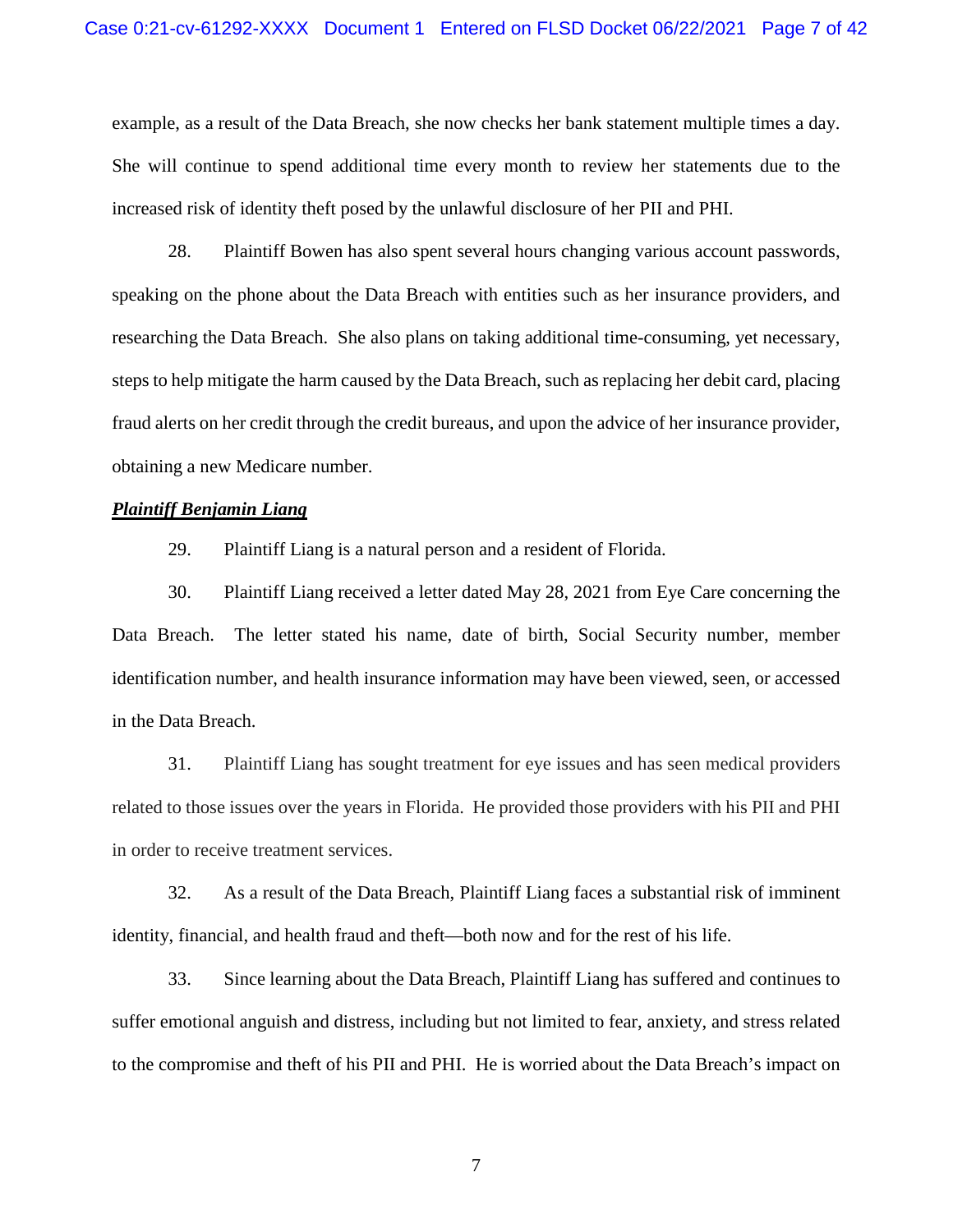example, as a result of the Data Breach, she now checks her bank statement multiple times a day. She will continue to spend additional time every month to review her statements due to the increased risk of identity theft posed by the unlawful disclosure of her PII and PHI.

28. Plaintiff Bowen has also spent several hours changing various account passwords, speaking on the phone about the Data Breach with entities such as her insurance providers, and researching the Data Breach. She also plans on taking additional time-consuming, yet necessary, steps to help mitigate the harm caused by the Data Breach, such as replacing her debit card, placing fraud alerts on her credit through the credit bureaus, and upon the advice of her insurance provider, obtaining a new Medicare number.

***Plaintiff Benjamin Liang***

29. Plaintiff Liang is a natural person and a resident of Florida.

30. Plaintiff Liang received a letter dated May 28, 2021 from Eye Care concerning the Data Breach. The letter stated his name, date of birth, Social Security number, member identification number, and health insurance information may have been viewed, seen, or accessed in the Data Breach.

31. Plaintiff Liang has sought treatment for eye issues and has seen medical providers related to those issues over the years in Florida. He provided those providers with his PII and PHI in order to receive treatment services.

32. As a result of the Data Breach, Plaintiff Liang faces a substantial risk of imminent identity, financial, and health fraud and theft—both now and for the rest of his life.

33. Since learning about the Data Breach, Plaintiff Liang has suffered and continues to suffer emotional anguish and distress, including but not limited to fear, anxiety, and stress related to the compromise and theft of his PII and PHI. He is worried about the Data Breach's impact on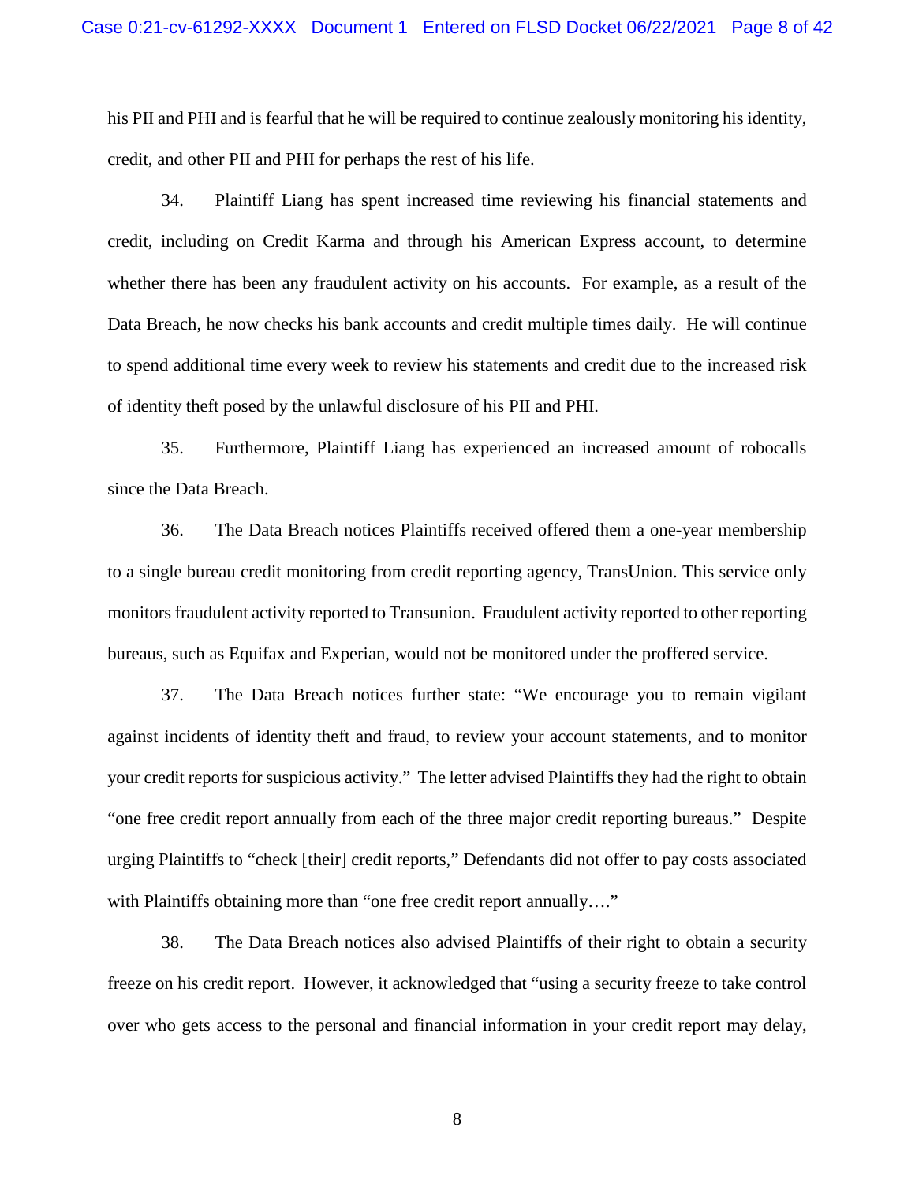his PII and PHI and is fearful that he will be required to continue zealously monitoring his identity, credit, and other PII and PHI for perhaps the rest of his life.

34. Plaintiff Liang has spent increased time reviewing his financial statements and credit, including on Credit Karma and through his American Express account, to determine whether there has been any fraudulent activity on his accounts. For example, as a result of the Data Breach, he now checks his bank accounts and credit multiple times daily. He will continue to spend additional time every week to review his statements and credit due to the increased risk of identity theft posed by the unlawful disclosure of his PII and PHI.

35. Furthermore, Plaintiff Liang has experienced an increased amount of robocalls since the Data Breach.

36. The Data Breach notices Plaintiffs received offered them a one-year membership to a single bureau credit monitoring from credit reporting agency, TransUnion. This service only monitors fraudulent activity reported to Transunion. Fraudulent activity reported to other reporting bureaus, such as Equifax and Experian, would not be monitored under the proffered service.

37. The Data Breach notices further state: "We encourage you to remain vigilant against incidents of identity theft and fraud, to review your account statements, and to monitor your credit reports for suspicious activity." The letter advised Plaintiffs they had the right to obtain "one free credit report annually from each of the three major credit reporting bureaus." Despite urging Plaintiffs to "check [their] credit reports," Defendants did not offer to pay costs associated with Plaintiffs obtaining more than "one free credit report annually…."

38. The Data Breach notices also advised Plaintiffs of their right to obtain a security freeze on his credit report. However, it acknowledged that "using a security freeze to take control over who gets access to the personal and financial information in your credit report may delay,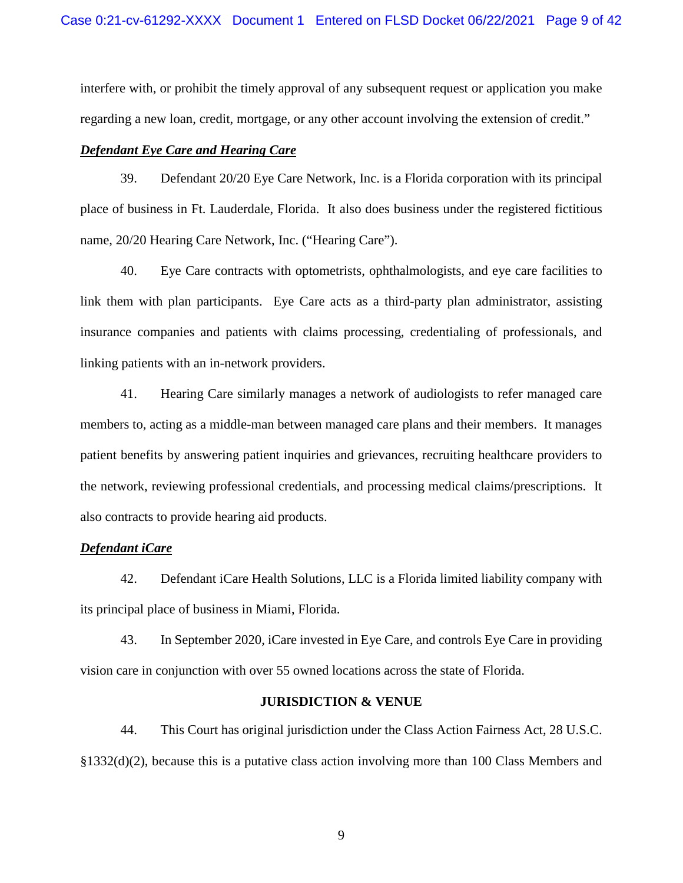interfere with, or prohibit the timely approval of any subsequent request or application you make regarding a new loan, credit, mortgage, or any other account involving the extension of credit."

***Defendant Eye Care and Hearing Care***

39. Defendant 20/20 Eye Care Network, Inc. is a Florida corporation with its principal place of business in Ft. Lauderdale, Florida. It also does business under the registered fictitious name, 20/20 Hearing Care Network, Inc. ("Hearing Care").

40. Eye Care contracts with optometrists, ophthalmologists, and eye care facilities to link them with plan participants. Eye Care acts as a third-party plan administrator, assisting insurance companies and patients with claims processing, credentialing of professionals, and linking patients with an in-network providers.

41. Hearing Care similarly manages a network of audiologists to refer managed care members to, acting as a middle-man between managed care plans and their members. It manages patient benefits by answering patient inquiries and grievances, recruiting healthcare providers to the network, reviewing professional credentials, and processing medical claims/prescriptions. It also contracts to provide hearing aid products.

***Defendant iCare***

42. Defendant iCare Health Solutions, LLC is a Florida limited liability company with its principal place of business in Miami, Florida.

43. In September 2020, iCare invested in Eye Care, and controls Eye Care in providing vision care in conjunction with over 55 owned locations across the state of Florida.

**JURISDICTION & VENUE**

44. This Court has original jurisdiction under the Class Action Fairness Act, 28 U.S.C. §1332(d)(2), because this is a putative class action involving more than 100 Class Members and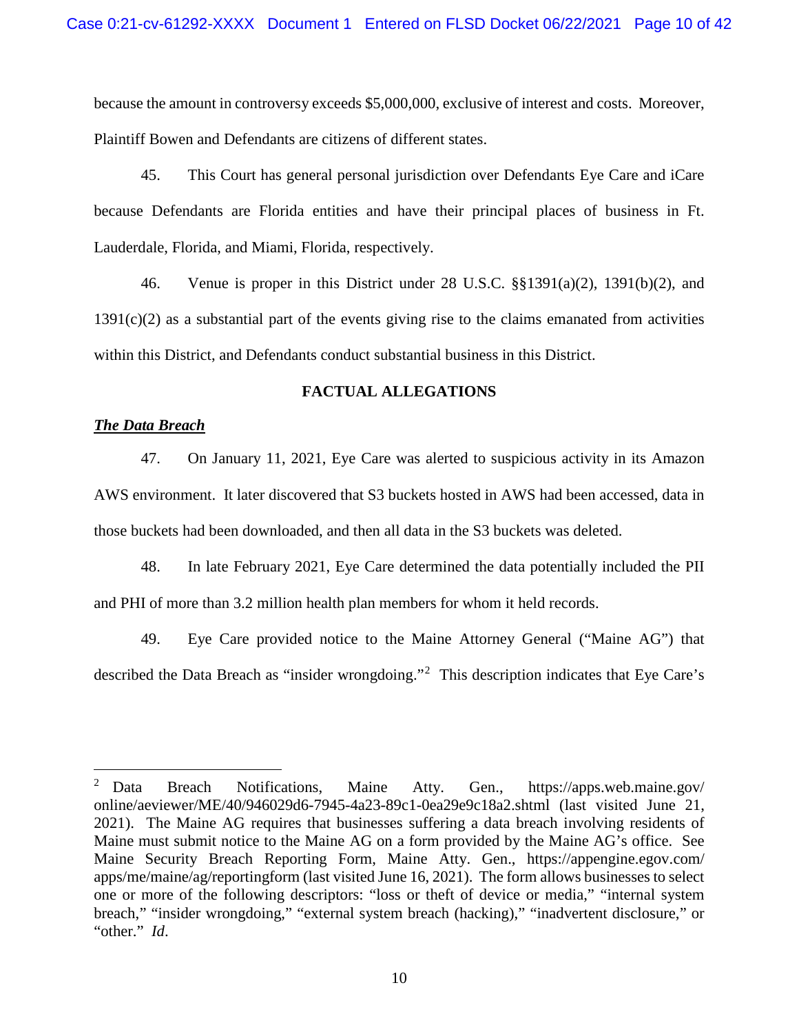because the amount in controversy exceeds $5,000,000, exclusive of interest and costs. Moreover, Plaintiff Bowen and Defendants are citizens of different states.

45. This Court has general personal jurisdiction over Defendants Eye Care and iCare because Defendants are Florida entities and have their principal places of business in Ft. Lauderdale, Florida, and Miami, Florida, respectively.

46. Venue is proper in this District under 28 U.S.C. §§1391(a)(2), 1391(b)(2), and 1391(c)(2) as a substantial part of the events giving rise to the claims emanated from activities within this District, and Defendants conduct substantial business in this District.

## FACTUAL ALLEGATIONS

***The Data Breach***

47. On January 11, 2021, Eye Care was alerted to suspicious activity in its Amazon AWS environment. It later discovered that S3 buckets hosted in AWS had been accessed, data in those buckets had been downloaded, and then all data in the S3 buckets was deleted.

48. In late February 2021, Eye Care determined the data potentially included the PII and PHI of more than 3.2 million health plan members for whom it held records.

49. Eye Care provided notice to the Maine Attorney General ("Maine AG") that described the Data Breach as "insider wrongdoing."[2] This description indicates that Eye Care's

---

[2] Data Breach Notifications, Maine Atty. Gen., https://apps.web.maine.gov/online/aeviewer/ME/40/946029d6-7945-4a23-89c1-0ea29e9c18a2.shtml (last visited June 21, 2021). The Maine AG requires that businesses suffering a data breach involving residents of Maine must submit notice to the Maine AG on a form provided by the Maine AG's office. See Maine Security Breach Reporting Form, Maine Atty. Gen., https://appengine.egov.com/apps/me/maine/ag/reportingform (last visited June 16, 2021). The form allows businesses to select one or more of the following descriptors: "loss or theft of device or media," "internal system breach," "insider wrongdoing," "external system breach (hacking)," "inadvertent disclosure," or "other." *Id*.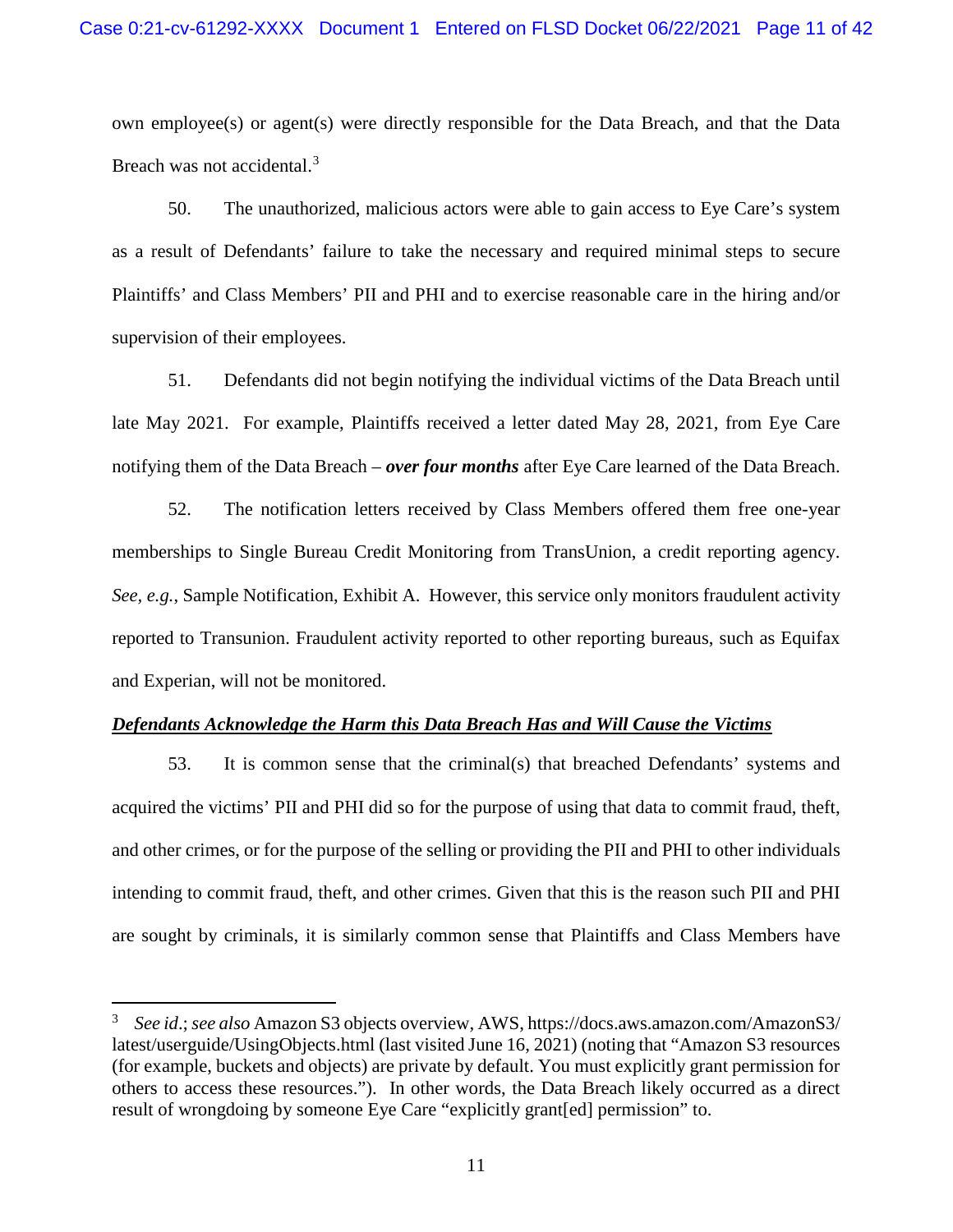own employee(s) or agent(s) were directly responsible for the Data Breach, and that the Data Breach was not accidental.[3]

50. The unauthorized, malicious actors were able to gain access to Eye Care's system as a result of Defendants' failure to take the necessary and required minimal steps to secure Plaintiffs' and Class Members' PII and PHI and to exercise reasonable care in the hiring and/or supervision of their employees.

51. Defendants did not begin notifying the individual victims of the Data Breach until late May 2021. For example, Plaintiffs received a letter dated May 28, 2021, from Eye Care notifying them of the Data Breach – ***over four months*** after Eye Care learned of the Data Breach.

52. The notification letters received by Class Members offered them free one-year memberships to Single Bureau Credit Monitoring from TransUnion, a credit reporting agency. *See, e.g.*, Sample Notification, Exhibit A. However, this service only monitors fraudulent activity reported to Transunion. Fraudulent activity reported to other reporting bureaus, such as Equifax and Experian, will not be monitored.

***<u>Defendants Acknowledge the Harm this Data Breach Has and Will Cause the Victims</u>***

53. It is common sense that the criminal(s) that breached Defendants' systems and acquired the victims' PII and PHI did so for the purpose of using that data to commit fraud, theft, and other crimes, or for the purpose of the selling or providing the PII and PHI to other individuals intending to commit fraud, theft, and other crimes. Given that this is the reason such PII and PHI are sought by criminals, it is similarly common sense that Plaintiffs and Class Members have

---

[3] *See id*.; *see also* Amazon S3 objects overview, AWS, https://docs.aws.amazon.com/AmazonS3/latest/userguide/UsingObjects.html (last visited June 16, 2021) (noting that "Amazon S3 resources (for example, buckets and objects) are private by default. You must explicitly grant permission for others to access these resources."). In other words, the Data Breach likely occurred as a direct result of wrongdoing by someone Eye Care "explicitly grant[ed] permission" to.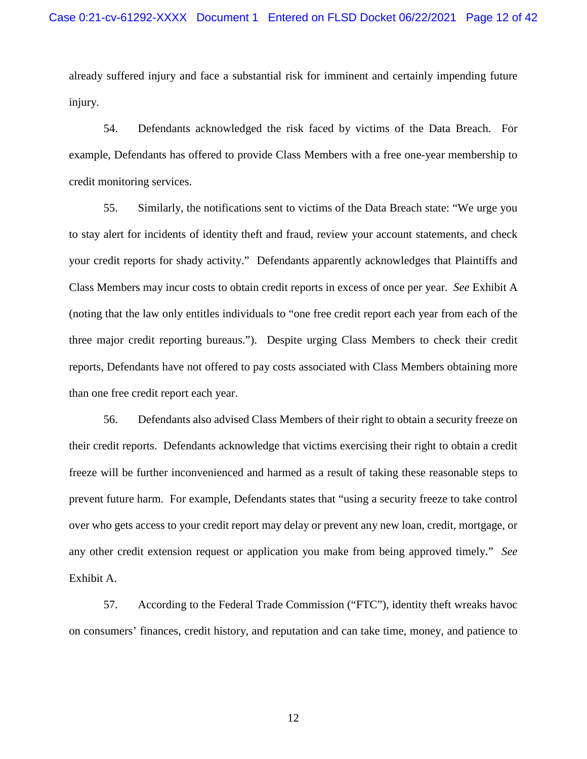already suffered injury and face a substantial risk for imminent and certainly impending future injury.

54. Defendants acknowledged the risk faced by victims of the Data Breach. For example, Defendants has offered to provide Class Members with a free one-year membership to credit monitoring services.

55. Similarly, the notifications sent to victims of the Data Breach state: "We urge you to stay alert for incidents of identity theft and fraud, review your account statements, and check your credit reports for shady activity." Defendants apparently acknowledges that Plaintiffs and Class Members may incur costs to obtain credit reports in excess of once per year. *See* Exhibit A (noting that the law only entitles individuals to "one free credit report each year from each of the three major credit reporting bureaus."). Despite urging Class Members to check their credit reports, Defendants have not offered to pay costs associated with Class Members obtaining more than one free credit report each year.

56. Defendants also advised Class Members of their right to obtain a security freeze on their credit reports. Defendants acknowledge that victims exercising their right to obtain a credit freeze will be further inconvenienced and harmed as a result of taking these reasonable steps to prevent future harm. For example, Defendants states that "using a security freeze to take control over who gets access to your credit report may delay or prevent any new loan, credit, mortgage, or any other credit extension request or application you make from being approved timely." *See* Exhibit A.

57. According to the Federal Trade Commission ("FTC"), identity theft wreaks havoc on consumers' finances, credit history, and reputation and can take time, money, and patience to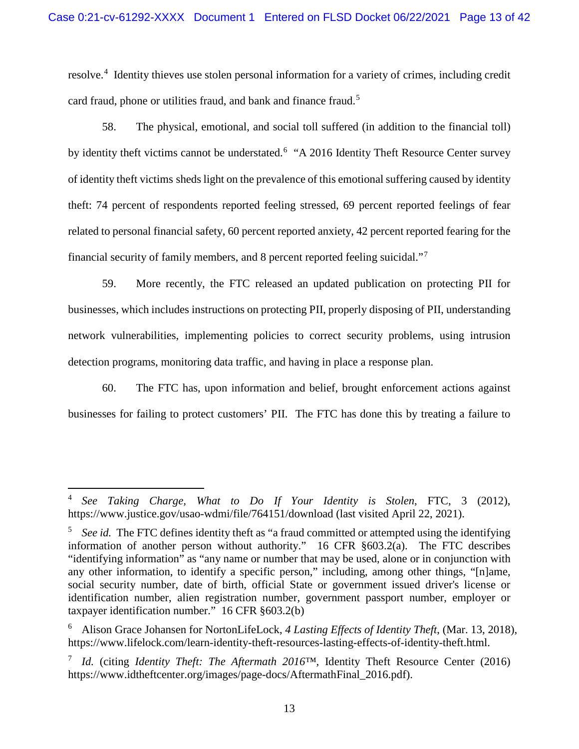resolve.[4] Identity thieves use stolen personal information for a variety of crimes, including credit card fraud, phone or utilities fraud, and bank and finance fraud.[5]

58. The physical, emotional, and social toll suffered (in addition to the financial toll) by identity theft victims cannot be understated.[6] "A 2016 Identity Theft Resource Center survey of identity theft victims sheds light on the prevalence of this emotional suffering caused by identity theft: 74 percent of respondents reported feeling stressed, 69 percent reported feelings of fear related to personal financial safety, 60 percent reported anxiety, 42 percent reported fearing for the financial security of family members, and 8 percent reported feeling suicidal."[7]

59. More recently, the FTC released an updated publication on protecting PII for businesses, which includes instructions on protecting PII, properly disposing of PII, understanding network vulnerabilities, implementing policies to correct security problems, using intrusion detection programs, monitoring data traffic, and having in place a response plan.

60. The FTC has, upon information and belief, brought enforcement actions against businesses for failing to protect customers' PII. The FTC has done this by treating a failure to

---

[4] *See Taking Charge, What to Do If Your Identity is Stolen*, FTC, 3 (2012), https://www.justice.gov/usao-wdmi/file/764151/download (last visited April 22, 2021).

[5] *See id.* The FTC defines identity theft as "a fraud committed or attempted using the identifying information of another person without authority." 16 CFR §603.2(a). The FTC describes "identifying information" as "any name or number that may be used, alone or in conjunction with any other information, to identify a specific person," including, among other things, "[n]ame, social security number, date of birth, official State or government issued driver's license or identification number, alien registration number, government passport number, employer or taxpayer identification number." 16 CFR §603.2(b)

[6] Alison Grace Johansen for NortonLifeLock, *4 Lasting Effects of Identity Theft*, (Mar. 13, 2018), https://www.lifelock.com/learn-identity-theft-resources-lasting-effects-of-identity-theft.html.

[7] *Id.* (citing *Identity Theft: The Aftermath 2016*™, Identity Theft Resource Center (2016) https://www.idtheftcenter.org/images/page-docs/AftermathFinal_2016.pdf).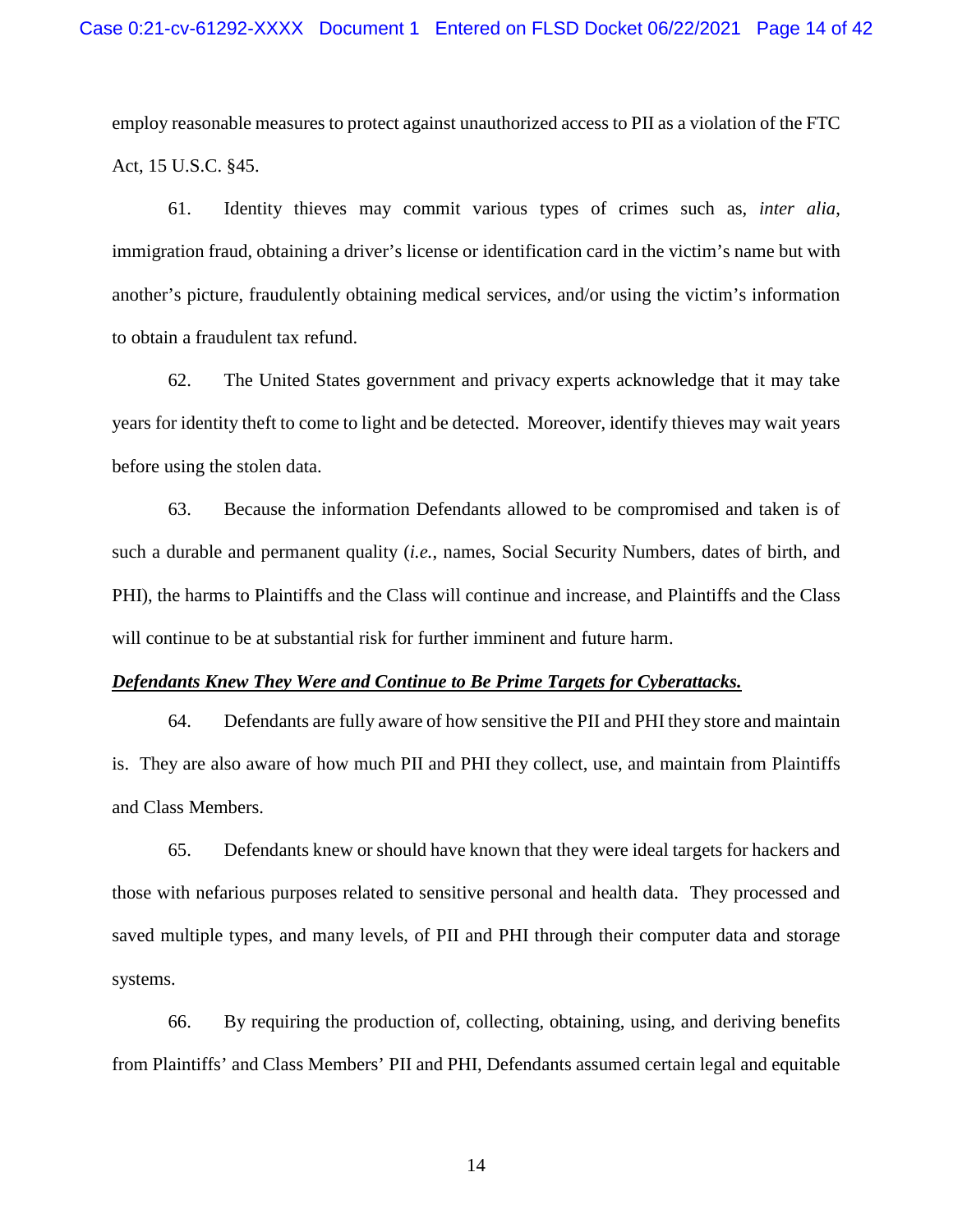employ reasonable measures to protect against unauthorized access to PII as a violation of the FTC Act, 15 U.S.C. §45.

61. Identity thieves may commit various types of crimes such as, *inter alia*, immigration fraud, obtaining a driver's license or identification card in the victim's name but with another's picture, fraudulently obtaining medical services, and/or using the victim's information to obtain a fraudulent tax refund.

62. The United States government and privacy experts acknowledge that it may take years for identity theft to come to light and be detected. Moreover, identify thieves may wait years before using the stolen data.

63. Because the information Defendants allowed to be compromised and taken is of such a durable and permanent quality (*i.e.*, names, Social Security Numbers, dates of birth, and PHI), the harms to Plaintiffs and the Class will continue and increase, and Plaintiffs and the Class will continue to be at substantial risk for further imminent and future harm.

***Defendants Knew They Were and Continue to Be Prime Targets for Cyberattacks.***

64. Defendants are fully aware of how sensitive the PII and PHI they store and maintain is. They are also aware of how much PII and PHI they collect, use, and maintain from Plaintiffs and Class Members.

65. Defendants knew or should have known that they were ideal targets for hackers and those with nefarious purposes related to sensitive personal and health data. They processed and saved multiple types, and many levels, of PII and PHI through their computer data and storage systems.

66. By requiring the production of, collecting, obtaining, using, and deriving benefits from Plaintiffs' and Class Members' PII and PHI, Defendants assumed certain legal and equitable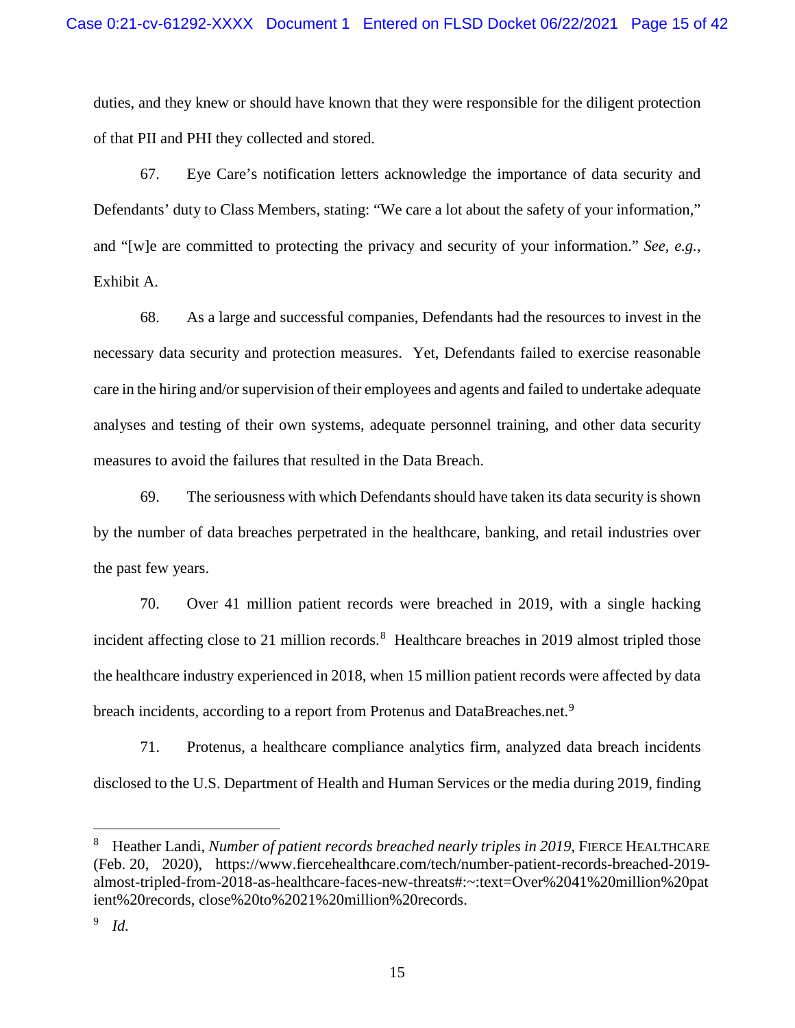duties, and they knew or should have known that they were responsible for the diligent protection of that PII and PHI they collected and stored.

67. Eye Care's notification letters acknowledge the importance of data security and Defendants' duty to Class Members, stating: "We care a lot about the safety of your information," and "[w]e are committed to protecting the privacy and security of your information." *See, e.g.*, Exhibit A.

68. As a large and successful companies, Defendants had the resources to invest in the necessary data security and protection measures. Yet, Defendants failed to exercise reasonable care in the hiring and/or supervision of their employees and agents and failed to undertake adequate analyses and testing of their own systems, adequate personnel training, and other data security measures to avoid the failures that resulted in the Data Breach.

69. The seriousness with which Defendants should have taken its data security is shown by the number of data breaches perpetrated in the healthcare, banking, and retail industries over the past few years.

70. Over 41 million patient records were breached in 2019, with a single hacking incident affecting close to 21 million records.[8] Healthcare breaches in 2019 almost tripled those the healthcare industry experienced in 2018, when 15 million patient records were affected by data breach incidents, according to a report from Protenus and DataBreaches.net.[9]

71. Protenus, a healthcare compliance analytics firm, analyzed data breach incidents disclosed to the U.S. Department of Health and Human Services or the media during 2019, finding

---

[8] Heather Landi, *Number of patient records breached nearly triples in 2019*, FIERCE HEALTHCARE (Feb. 20, 2020), https://www.fiercehealthcare.com/tech/number-patient-records-breached-2019-almost-tripled-from-2018-as-healthcare-faces-new-threats#:~:text=Over%2041%20million%20patient%20records, close%20to%2021%20million%20records.

[9] *Id.*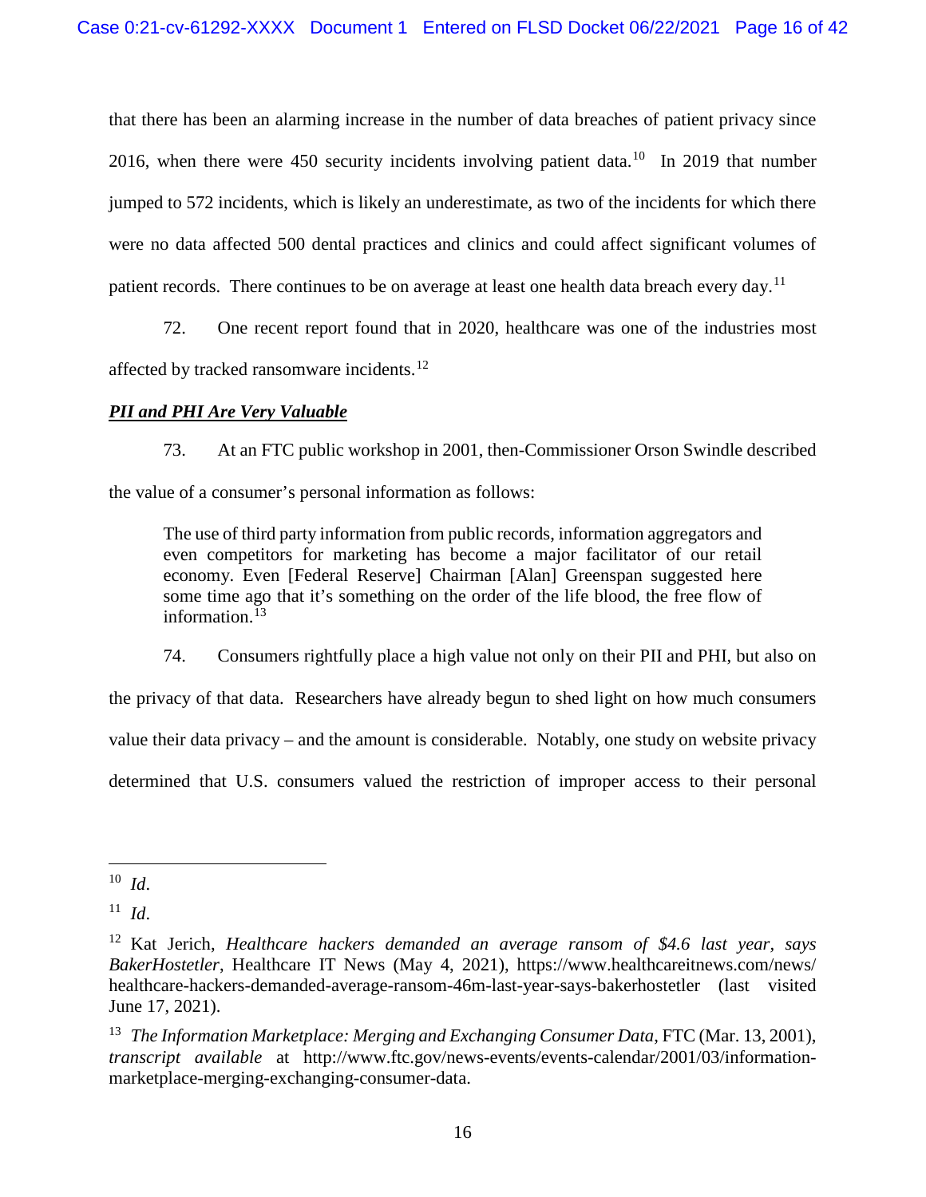that there has been an alarming increase in the number of data breaches of patient privacy since 2016, when there were 450 security incidents involving patient data.[10] In 2019 that number jumped to 572 incidents, which is likely an underestimate, as two of the incidents for which there were no data affected 500 dental practices and clinics and could affect significant volumes of patient records. There continues to be on average at least one health data breach every day.[11]

72. One recent report found that in 2020, healthcare was one of the industries most affected by tracked ransomware incidents.[12]

***PII and PHI Are Very Valuable***

73. At an FTC public workshop in 2001, then-Commissioner Orson Swindle described the value of a consumer's personal information as follows:

> The use of third party information from public records, information aggregators and even competitors for marketing has become a major facilitator of our retail economy. Even [Federal Reserve] Chairman [Alan] Greenspan suggested here some time ago that it's something on the order of the life blood, the free flow of information.[13]

74. Consumers rightfully place a high value not only on their PII and PHI, but also on the privacy of that data. Researchers have already begun to shed light on how much consumers value their data privacy – and the amount is considerable. Notably, one study on website privacy determined that U.S. consumers valued the restriction of improper access to their personal

---

[10] *Id*.

[11] *Id*.

[12] Kat Jerich, *Healthcare hackers demanded an average ransom of $4.6 last year, says BakerHostetler*, Healthcare IT News (May 4, 2021), https://www.healthcareitnews.com/news/healthcare-hackers-demanded-average-ransom-46m-last-year-says-bakerhostetler (last visited June 17, 2021).

[13] *The Information Marketplace: Merging and Exchanging Consumer Data*, FTC (Mar. 13, 2001), *transcript available* at http://www.ftc.gov/news-events/events-calendar/2001/03/information-marketplace-merging-exchanging-consumer-data.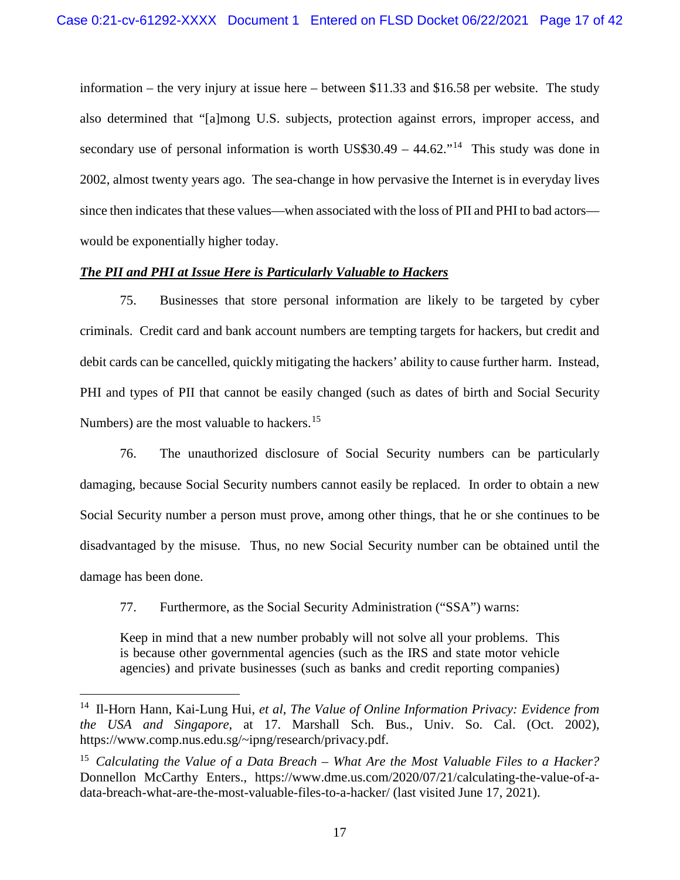information – the very injury at issue here – between $11.33 and $16.58 per website. The study also determined that "[a]mong U.S. subjects, protection against errors, improper access, and secondary use of personal information is worth US$30.49 – 44.62."[14] This study was done in 2002, almost twenty years ago. The sea-change in how pervasive the Internet is in everyday lives since then indicates that these values—when associated with the loss of PII and PHI to bad actors—would be exponentially higher today.

***The PII and PHI at Issue Here is Particularly Valuable to Hackers***

75. Businesses that store personal information are likely to be targeted by cyber criminals. Credit card and bank account numbers are tempting targets for hackers, but credit and debit cards can be cancelled, quickly mitigating the hackers' ability to cause further harm. Instead, PHI and types of PII that cannot be easily changed (such as dates of birth and Social Security Numbers) are the most valuable to hackers.[15]

76. The unauthorized disclosure of Social Security numbers can be particularly damaging, because Social Security numbers cannot easily be replaced. In order to obtain a new Social Security number a person must prove, among other things, that he or she continues to be disadvantaged by the misuse. Thus, no new Social Security number can be obtained until the damage has been done.

77. Furthermore, as the Social Security Administration ("SSA") warns:

> Keep in mind that a new number probably will not solve all your problems. This is because other governmental agencies (such as the IRS and state motor vehicle agencies) and private businesses (such as banks and credit reporting companies)

---

[14] Il-Horn Hann, Kai-Lung Hui, *et al*, *The Value of Online Information Privacy: Evidence from the USA and Singapore*, at 17. Marshall Sch. Bus., Univ. So. Cal. (Oct. 2002), https://www.comp.nus.edu.sg/~ipng/research/privacy.pdf.

[15] *Calculating the Value of a Data Breach – What Are the Most Valuable Files to a Hacker?* Donnellon McCarthy Enters., https://www.dme.us.com/2020/07/21/calculating-the-value-of-a-data-breach-what-are-the-most-valuable-files-to-a-hacker/ (last visited June 17, 2021).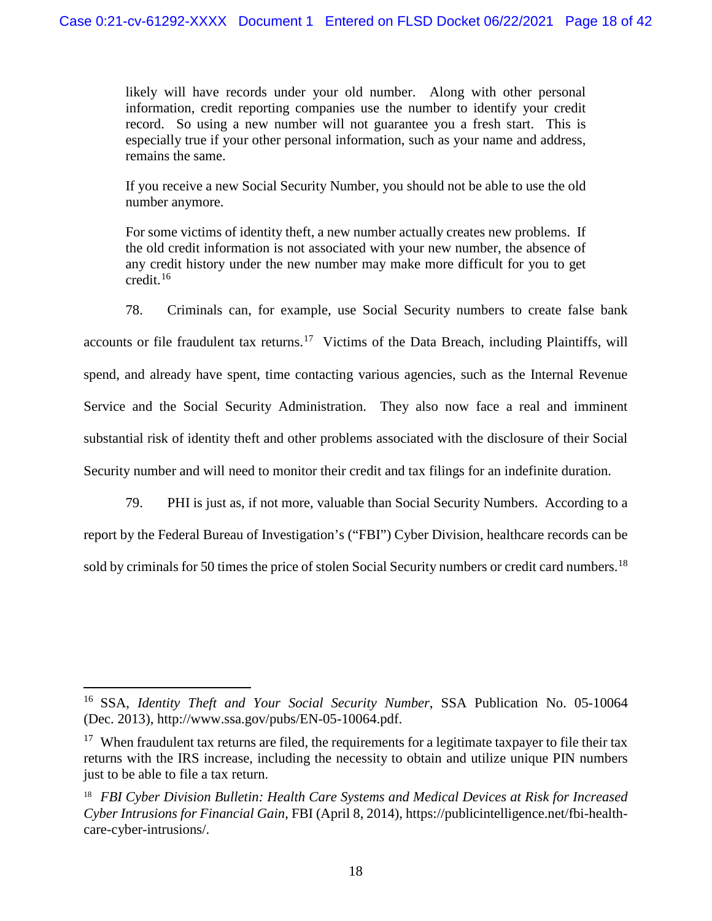> likely will have records under your old number. Along with other personal information, credit reporting companies use the number to identify your credit record. So using a new number will not guarantee you a fresh start. This is especially true if your other personal information, such as your name and address, remains the same.
>
> If you receive a new Social Security Number, you should not be able to use the old number anymore.
>
> For some victims of identity theft, a new number actually creates new problems. If the old credit information is not associated with your new number, the absence of any credit history under the new number may make more difficult for you to get credit.[16]

78. Criminals can, for example, use Social Security numbers to create false bank accounts or file fraudulent tax returns.[17] Victims of the Data Breach, including Plaintiffs, will spend, and already have spent, time contacting various agencies, such as the Internal Revenue Service and the Social Security Administration. They also now face a real and imminent substantial risk of identity theft and other problems associated with the disclosure of their Social Security number and will need to monitor their credit and tax filings for an indefinite duration.

79. PHI is just as, if not more, valuable than Social Security Numbers. According to a report by the Federal Bureau of Investigation's ("FBI") Cyber Division, healthcare records can be sold by criminals for 50 times the price of stolen Social Security numbers or credit card numbers.[18]

---

[16] SSA, *Identity Theft and Your Social Security Number*, SSA Publication No. 05-10064 (Dec. 2013), http://www.ssa.gov/pubs/EN-05-10064.pdf.

[17] When fraudulent tax returns are filed, the requirements for a legitimate taxpayer to file their tax returns with the IRS increase, including the necessity to obtain and utilize unique PIN numbers just to be able to file a tax return.

[18] *FBI Cyber Division Bulletin: Health Care Systems and Medical Devices at Risk for Increased Cyber Intrusions for Financial Gain*, FBI (April 8, 2014), https://publicintelligence.net/fbi-health-care-cyber-intrusions/.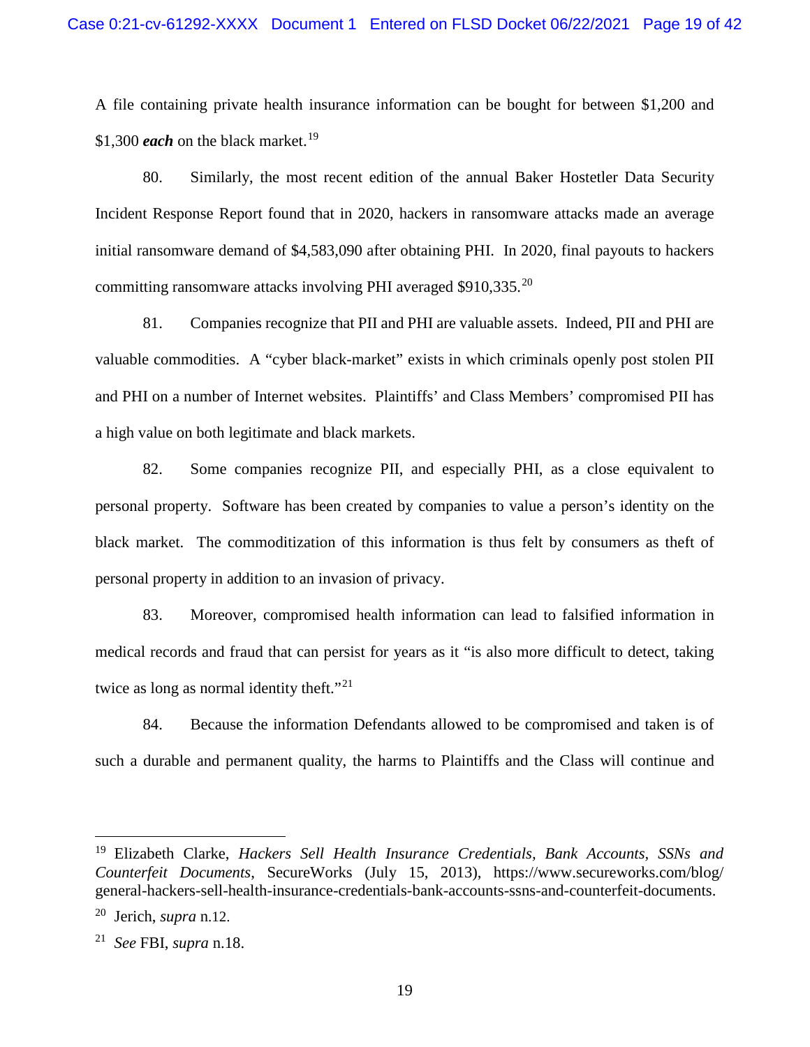A file containing private health insurance information can be bought for between $1,200 and $1,300 ***each*** on the black market.[19]

80. Similarly, the most recent edition of the annual Baker Hostetler Data Security Incident Response Report found that in 2020, hackers in ransomware attacks made an average initial ransomware demand of $4,583,090 after obtaining PHI. In 2020, final payouts to hackers committing ransomware attacks involving PHI averaged $910,335.[20]

81. Companies recognize that PII and PHI are valuable assets. Indeed, PII and PHI are valuable commodities. A "cyber black-market" exists in which criminals openly post stolen PII and PHI on a number of Internet websites. Plaintiffs' and Class Members' compromised PII has a high value on both legitimate and black markets.

82. Some companies recognize PII, and especially PHI, as a close equivalent to personal property. Software has been created by companies to value a person's identity on the black market. The commoditization of this information is thus felt by consumers as theft of personal property in addition to an invasion of privacy.

83. Moreover, compromised health information can lead to falsified information in medical records and fraud that can persist for years as it "is also more difficult to detect, taking twice as long as normal identity theft."[21]

84. Because the information Defendants allowed to be compromised and taken is of such a durable and permanent quality, the harms to Plaintiffs and the Class will continue and

---

[19] Elizabeth Clarke, *Hackers Sell Health Insurance Credentials, Bank Accounts, SSNs and Counterfeit Documents*, SecureWorks (July 15, 2013), https://www.secureworks.com/blog/general-hackers-sell-health-insurance-credentials-bank-accounts-ssns-and-counterfeit-documents.

[20] Jerich, *supra* n.12.

[21] *See* FBI, *supra* n.18.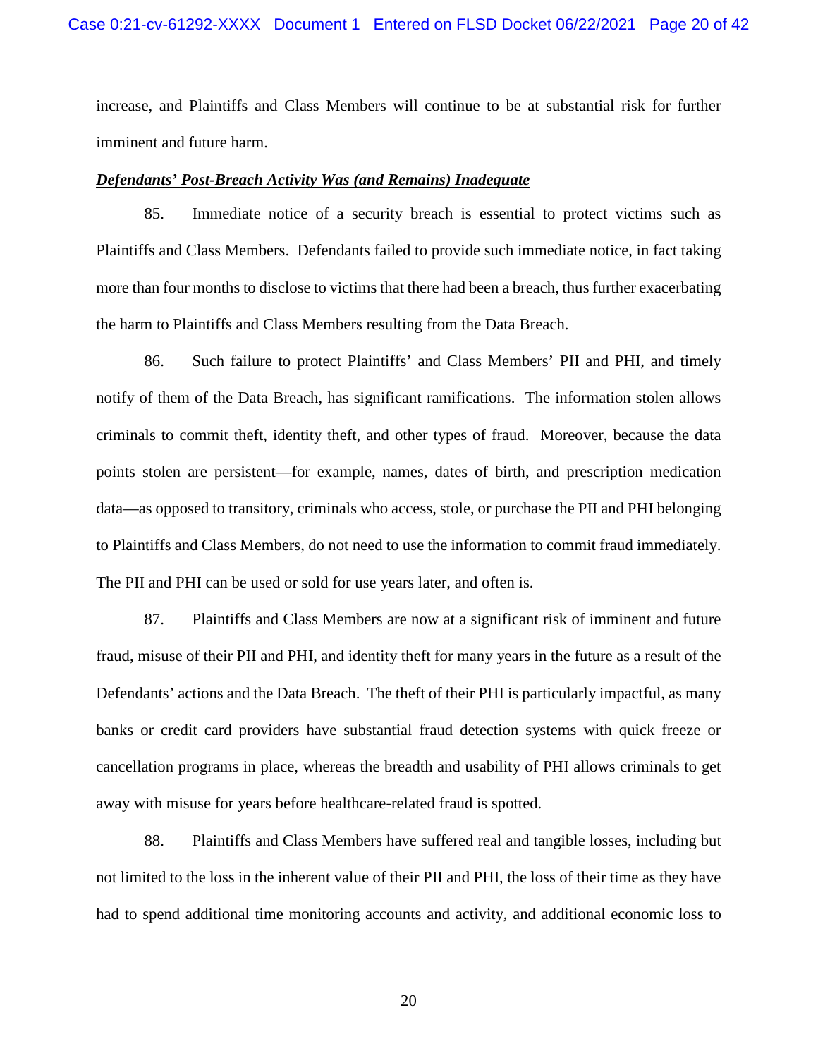increase, and Plaintiffs and Class Members will continue to be at substantial risk for further imminent and future harm.

***Defendants' Post-Breach Activity Was (and Remains) Inadequate***

85. Immediate notice of a security breach is essential to protect victims such as Plaintiffs and Class Members. Defendants failed to provide such immediate notice, in fact taking more than four months to disclose to victims that there had been a breach, thus further exacerbating the harm to Plaintiffs and Class Members resulting from the Data Breach.

86. Such failure to protect Plaintiffs' and Class Members' PII and PHI, and timely notify of them of the Data Breach, has significant ramifications. The information stolen allows criminals to commit theft, identity theft, and other types of fraud. Moreover, because the data points stolen are persistent—for example, names, dates of birth, and prescription medication data—as opposed to transitory, criminals who access, stole, or purchase the PII and PHI belonging to Plaintiffs and Class Members, do not need to use the information to commit fraud immediately. The PII and PHI can be used or sold for use years later, and often is.

87. Plaintiffs and Class Members are now at a significant risk of imminent and future fraud, misuse of their PII and PHI, and identity theft for many years in the future as a result of the Defendants' actions and the Data Breach. The theft of their PHI is particularly impactful, as many banks or credit card providers have substantial fraud detection systems with quick freeze or cancellation programs in place, whereas the breadth and usability of PHI allows criminals to get away with misuse for years before healthcare-related fraud is spotted.

88. Plaintiffs and Class Members have suffered real and tangible losses, including but not limited to the loss in the inherent value of their PII and PHI, the loss of their time as they have had to spend additional time monitoring accounts and activity, and additional economic loss to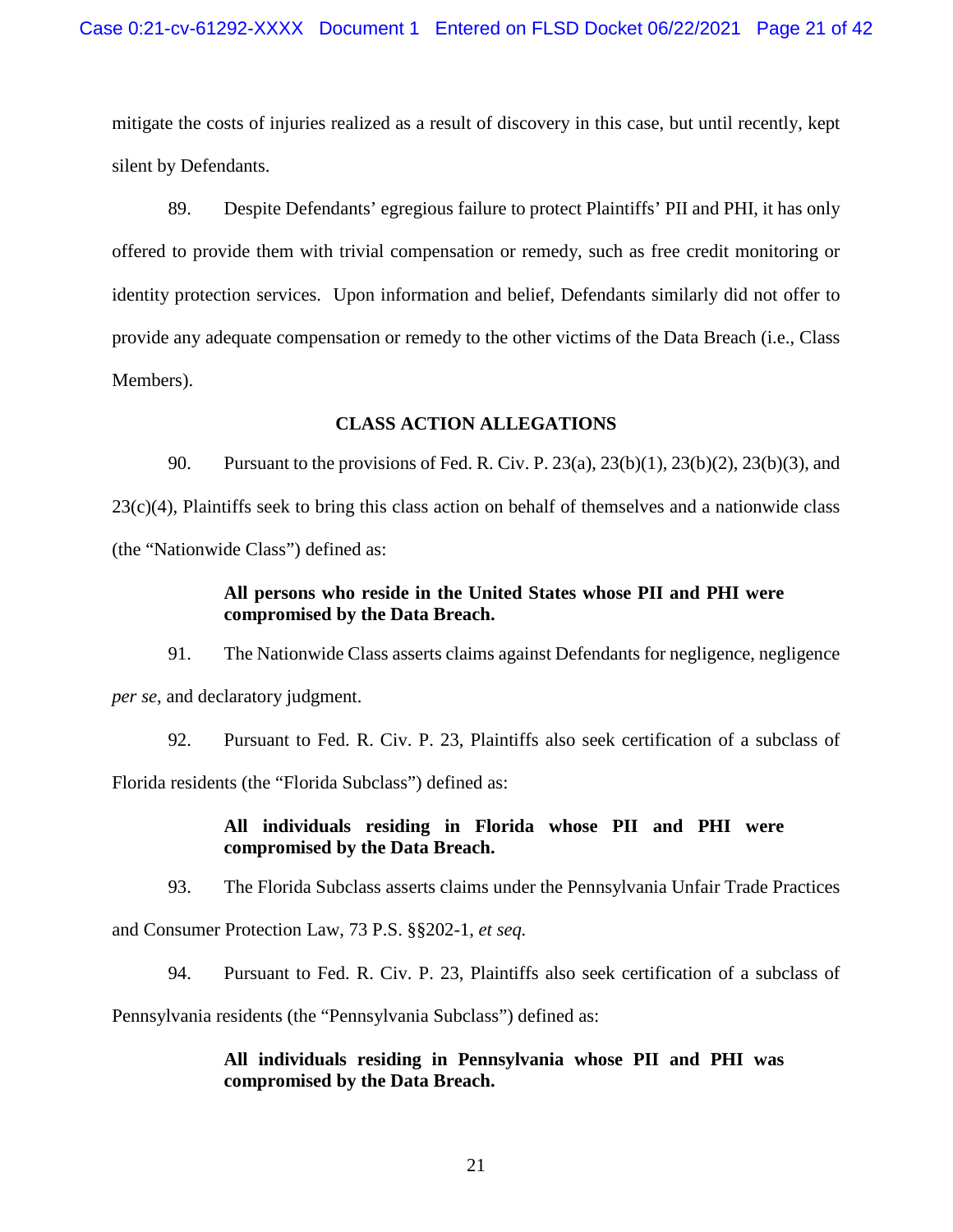mitigate the costs of injuries realized as a result of discovery in this case, but until recently, kept silent by Defendants.

89. Despite Defendants' egregious failure to protect Plaintiffs' PII and PHI, it has only offered to provide them with trivial compensation or remedy, such as free credit monitoring or identity protection services. Upon information and belief, Defendants similarly did not offer to provide any adequate compensation or remedy to the other victims of the Data Breach (i.e., Class Members).

## CLASS ACTION ALLEGATIONS

90. Pursuant to the provisions of Fed. R. Civ. P. 23(a), 23(b)(1), 23(b)(2), 23(b)(3), and 23(c)(4), Plaintiffs seek to bring this class action on behalf of themselves and a nationwide class (the "Nationwide Class") defined as:

> **All persons who reside in the United States whose PII and PHI were compromised by the Data Breach.**

91. The Nationwide Class asserts claims against Defendants for negligence, negligence *per se*, and declaratory judgment.

92. Pursuant to Fed. R. Civ. P. 23, Plaintiffs also seek certification of a subclass of Florida residents (the "Florida Subclass") defined as:

> **All individuals residing in Florida whose PII and PHI were compromised by the Data Breach.**

93. The Florida Subclass asserts claims under the Pennsylvania Unfair Trade Practices and Consumer Protection Law, 73 P.S. §§202-1, *et seq.*

94. Pursuant to Fed. R. Civ. P. 23, Plaintiffs also seek certification of a subclass of Pennsylvania residents (the "Pennsylvania Subclass") defined as:

> **All individuals residing in Pennsylvania whose PII and PHI was compromised by the Data Breach.**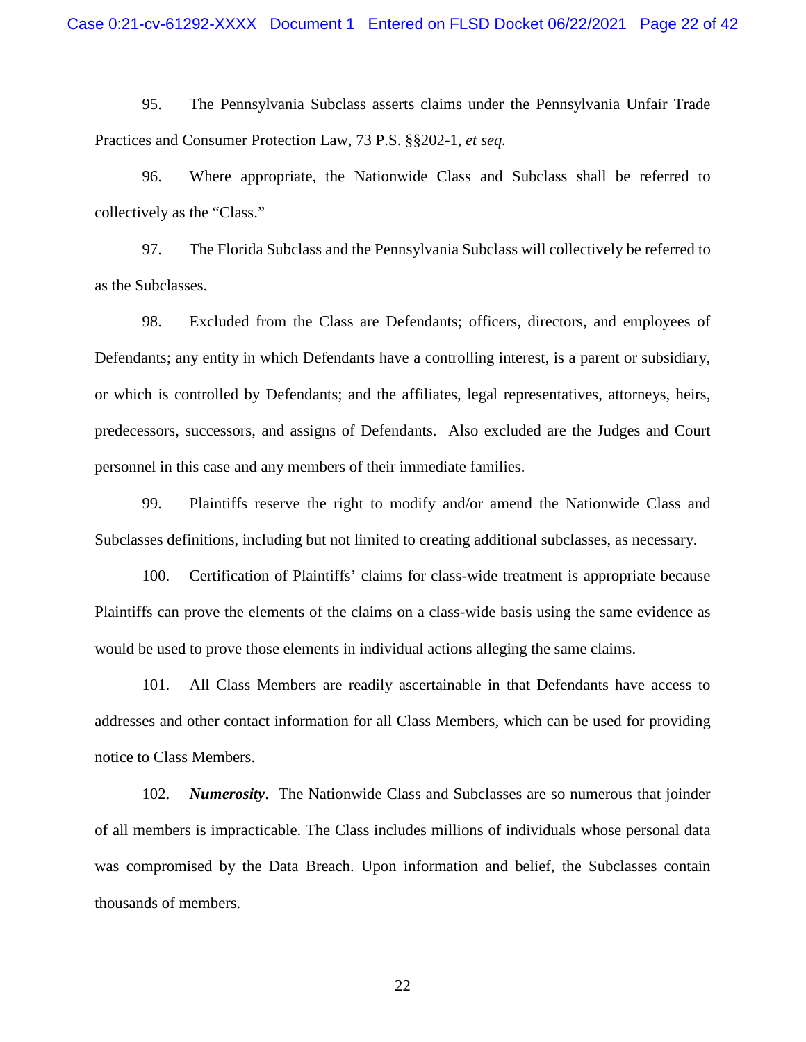95. The Pennsylvania Subclass asserts claims under the Pennsylvania Unfair Trade Practices and Consumer Protection Law, 73 P.S. §§202-1, *et seq.*

96. Where appropriate, the Nationwide Class and Subclass shall be referred to collectively as the "Class."

97. The Florida Subclass and the Pennsylvania Subclass will collectively be referred to as the Subclasses.

98. Excluded from the Class are Defendants; officers, directors, and employees of Defendants; any entity in which Defendants have a controlling interest, is a parent or subsidiary, or which is controlled by Defendants; and the affiliates, legal representatives, attorneys, heirs, predecessors, successors, and assigns of Defendants. Also excluded are the Judges and Court personnel in this case and any members of their immediate families.

99. Plaintiffs reserve the right to modify and/or amend the Nationwide Class and Subclasses definitions, including but not limited to creating additional subclasses, as necessary.

100. Certification of Plaintiffs' claims for class-wide treatment is appropriate because Plaintiffs can prove the elements of the claims on a class-wide basis using the same evidence as would be used to prove those elements in individual actions alleging the same claims.

101. All Class Members are readily ascertainable in that Defendants have access to addresses and other contact information for all Class Members, which can be used for providing notice to Class Members.

102. ***Numerosity***. The Nationwide Class and Subclasses are so numerous that joinder of all members is impracticable. The Class includes millions of individuals whose personal data was compromised by the Data Breach. Upon information and belief, the Subclasses contain thousands of members.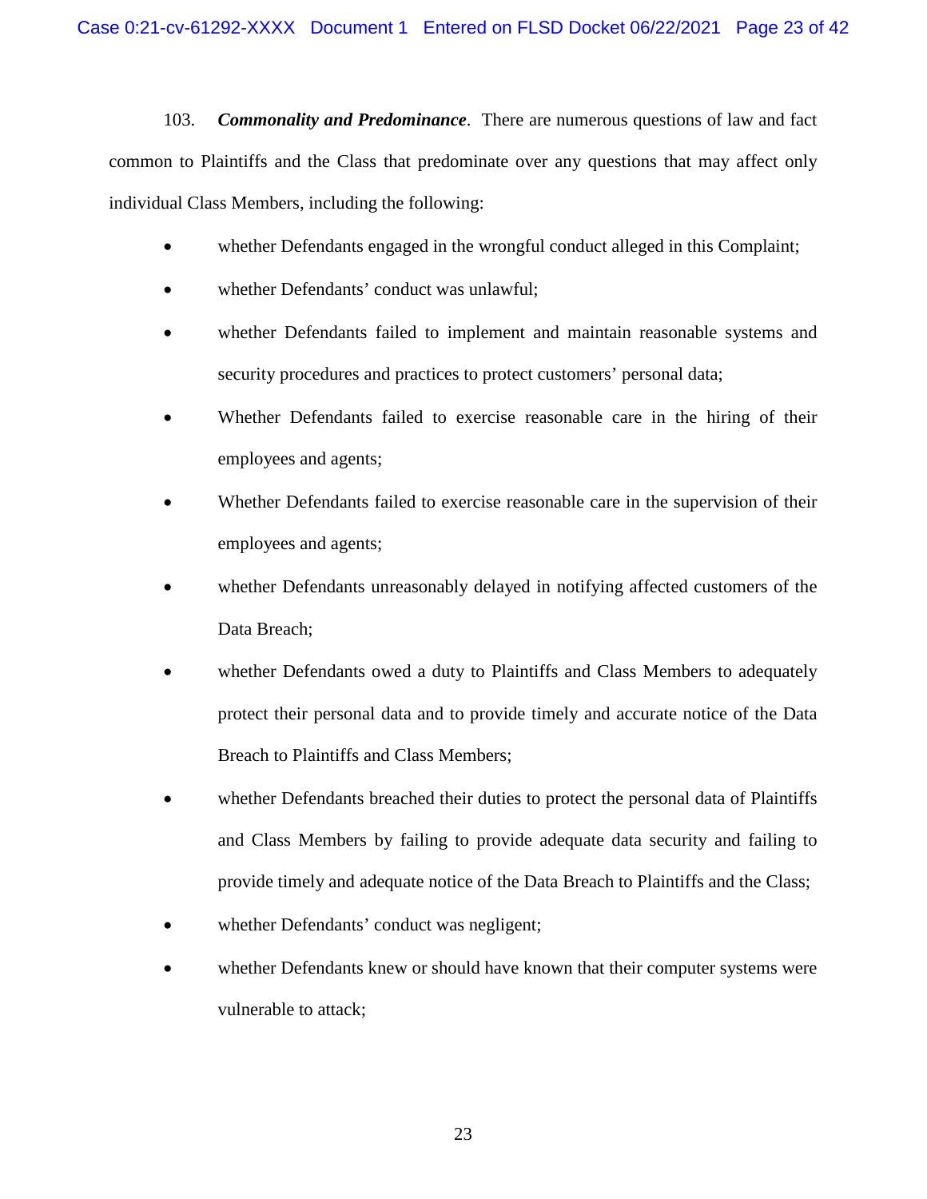103. ***Commonality and Predominance***. There are numerous questions of law and fact common to Plaintiffs and the Class that predominate over any questions that may affect only individual Class Members, including the following:

- whether Defendants engaged in the wrongful conduct alleged in this Complaint;
- whether Defendants' conduct was unlawful;
- whether Defendants failed to implement and maintain reasonable systems and security procedures and practices to protect customers' personal data;
- Whether Defendants failed to exercise reasonable care in the hiring of their employees and agents;
- Whether Defendants failed to exercise reasonable care in the supervision of their employees and agents;
- whether Defendants unreasonably delayed in notifying affected customers of the Data Breach;
- whether Defendants owed a duty to Plaintiffs and Class Members to adequately protect their personal data and to provide timely and accurate notice of the Data Breach to Plaintiffs and Class Members;
- whether Defendants breached their duties to protect the personal data of Plaintiffs and Class Members by failing to provide adequate data security and failing to provide timely and adequate notice of the Data Breach to Plaintiffs and the Class;
- whether Defendants' conduct was negligent;
- whether Defendants knew or should have known that their computer systems were vulnerable to attack;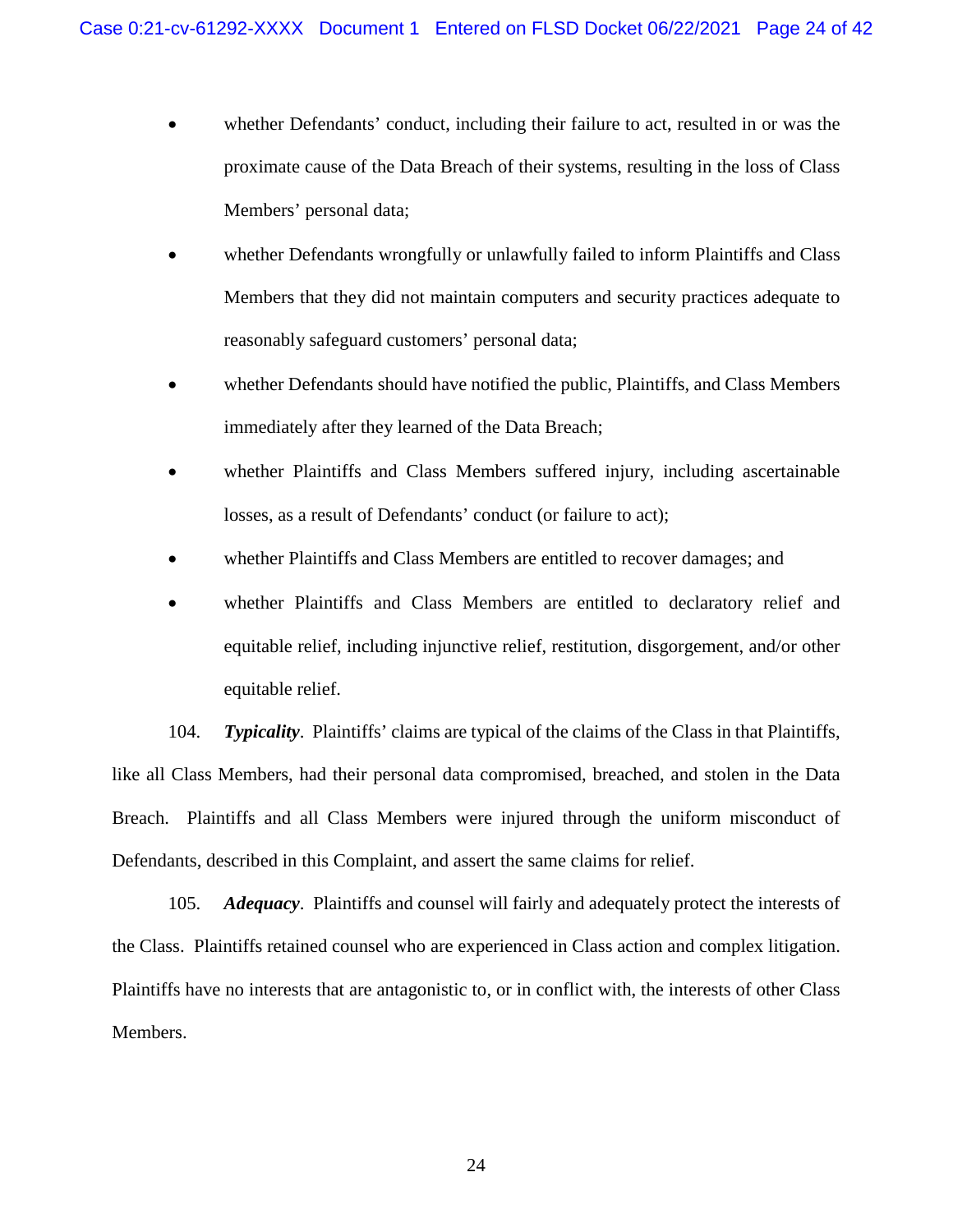- whether Defendants' conduct, including their failure to act, resulted in or was the proximate cause of the Data Breach of their systems, resulting in the loss of Class Members' personal data;
- whether Defendants wrongfully or unlawfully failed to inform Plaintiffs and Class Members that they did not maintain computers and security practices adequate to reasonably safeguard customers' personal data;
- whether Defendants should have notified the public, Plaintiffs, and Class Members immediately after they learned of the Data Breach;
- whether Plaintiffs and Class Members suffered injury, including ascertainable losses, as a result of Defendants' conduct (or failure to act);
- whether Plaintiffs and Class Members are entitled to recover damages; and
- whether Plaintiffs and Class Members are entitled to declaratory relief and equitable relief, including injunctive relief, restitution, disgorgement, and/or other equitable relief.

104. ***Typicality***. Plaintiffs' claims are typical of the claims of the Class in that Plaintiffs, like all Class Members, had their personal data compromised, breached, and stolen in the Data Breach. Plaintiffs and all Class Members were injured through the uniform misconduct of Defendants, described in this Complaint, and assert the same claims for relief.

105. ***Adequacy***. Plaintiffs and counsel will fairly and adequately protect the interests of the Class. Plaintiffs retained counsel who are experienced in Class action and complex litigation. Plaintiffs have no interests that are antagonistic to, or in conflict with, the interests of other Class Members.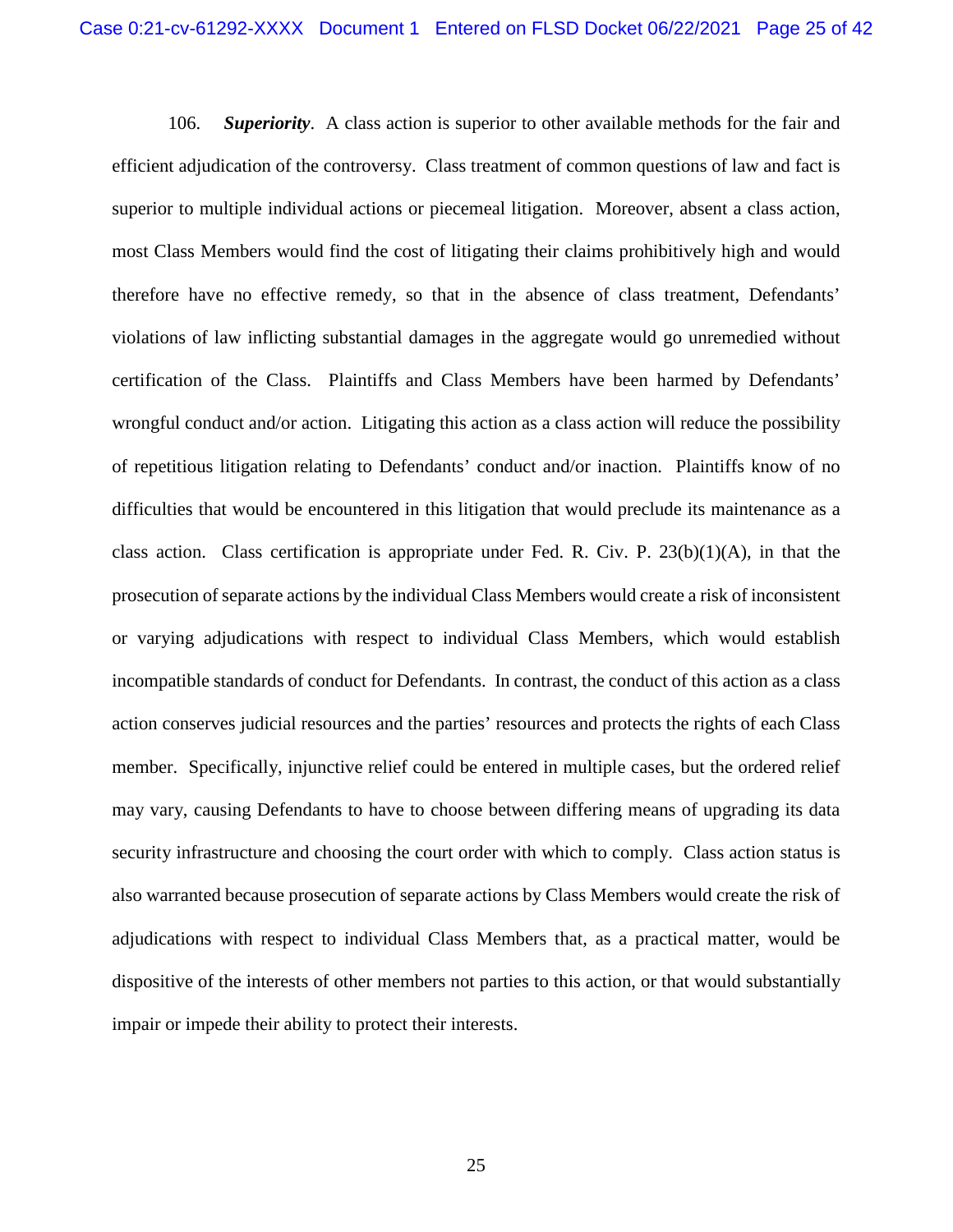106. ***Superiority***. A class action is superior to other available methods for the fair and efficient adjudication of the controversy. Class treatment of common questions of law and fact is superior to multiple individual actions or piecemeal litigation. Moreover, absent a class action, most Class Members would find the cost of litigating their claims prohibitively high and would therefore have no effective remedy, so that in the absence of class treatment, Defendants' violations of law inflicting substantial damages in the aggregate would go unremedied without certification of the Class. Plaintiffs and Class Members have been harmed by Defendants' wrongful conduct and/or action. Litigating this action as a class action will reduce the possibility of repetitious litigation relating to Defendants' conduct and/or inaction. Plaintiffs know of no difficulties that would be encountered in this litigation that would preclude its maintenance as a class action. Class certification is appropriate under Fed. R. Civ. P. 23(b)(1)(A), in that the prosecution of separate actions by the individual Class Members would create a risk of inconsistent or varying adjudications with respect to individual Class Members, which would establish incompatible standards of conduct for Defendants. In contrast, the conduct of this action as a class action conserves judicial resources and the parties' resources and protects the rights of each Class member. Specifically, injunctive relief could be entered in multiple cases, but the ordered relief may vary, causing Defendants to have to choose between differing means of upgrading its data security infrastructure and choosing the court order with which to comply. Class action status is also warranted because prosecution of separate actions by Class Members would create the risk of adjudications with respect to individual Class Members that, as a practical matter, would be dispositive of the interests of other members not parties to this action, or that would substantially impair or impede their ability to protect their interests.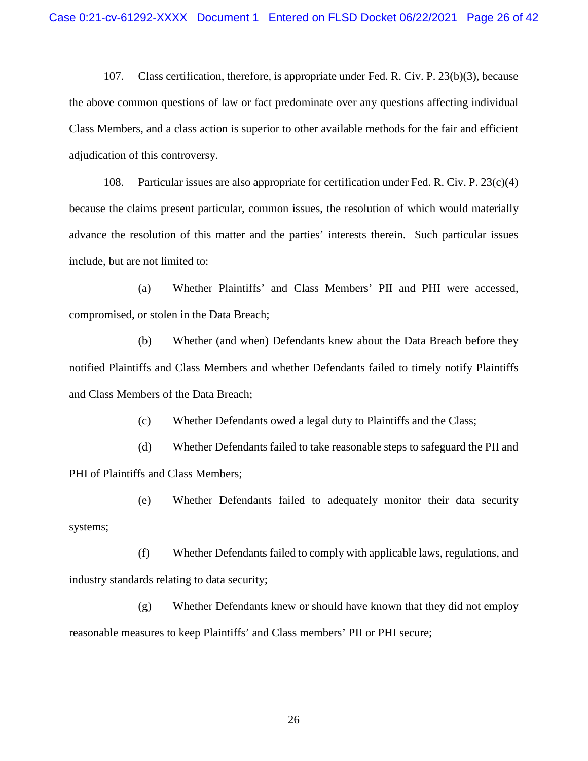107. Class certification, therefore, is appropriate under Fed. R. Civ. P. 23(b)(3), because the above common questions of law or fact predominate over any questions affecting individual Class Members, and a class action is superior to other available methods for the fair and efficient adjudication of this controversy.

108. Particular issues are also appropriate for certification under Fed. R. Civ. P. 23(c)(4) because the claims present particular, common issues, the resolution of which would materially advance the resolution of this matter and the parties' interests therein. Such particular issues include, but are not limited to:

(a) Whether Plaintiffs' and Class Members' PII and PHI were accessed, compromised, or stolen in the Data Breach;

(b) Whether (and when) Defendants knew about the Data Breach before they notified Plaintiffs and Class Members and whether Defendants failed to timely notify Plaintiffs and Class Members of the Data Breach;

(c) Whether Defendants owed a legal duty to Plaintiffs and the Class;

(d) Whether Defendants failed to take reasonable steps to safeguard the PII and PHI of Plaintiffs and Class Members;

(e) Whether Defendants failed to adequately monitor their data security systems;

(f) Whether Defendants failed to comply with applicable laws, regulations, and industry standards relating to data security;

(g) Whether Defendants knew or should have known that they did not employ reasonable measures to keep Plaintiffs' and Class members' PII or PHI secure;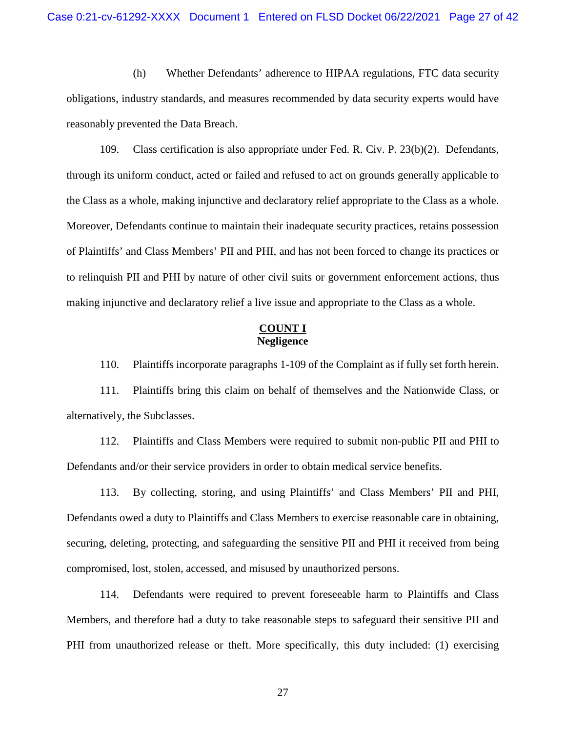(h) Whether Defendants' adherence to HIPAA regulations, FTC data security obligations, industry standards, and measures recommended by data security experts would have reasonably prevented the Data Breach.

109. Class certification is also appropriate under Fed. R. Civ. P. 23(b)(2). Defendants, through its uniform conduct, acted or failed and refused to act on grounds generally applicable to the Class as a whole, making injunctive and declaratory relief appropriate to the Class as a whole. Moreover, Defendants continue to maintain their inadequate security practices, retains possession of Plaintiffs' and Class Members' PII and PHI, and has not been forced to change its practices or to relinquish PII and PHI by nature of other civil suits or government enforcement actions, thus making injunctive and declaratory relief a live issue and appropriate to the Class as a whole.

## <u>COUNT I</u>
## Negligence

110. Plaintiffs incorporate paragraphs 1-109 of the Complaint as if fully set forth herein.

111. Plaintiffs bring this claim on behalf of themselves and the Nationwide Class, or alternatively, the Subclasses.

112. Plaintiffs and Class Members were required to submit non-public PII and PHI to Defendants and/or their service providers in order to obtain medical service benefits.

113. By collecting, storing, and using Plaintiffs' and Class Members' PII and PHI, Defendants owed a duty to Plaintiffs and Class Members to exercise reasonable care in obtaining, securing, deleting, protecting, and safeguarding the sensitive PII and PHI it received from being compromised, lost, stolen, accessed, and misused by unauthorized persons.

114. Defendants were required to prevent foreseeable harm to Plaintiffs and Class Members, and therefore had a duty to take reasonable steps to safeguard their sensitive PII and PHI from unauthorized release or theft. More specifically, this duty included: (1) exercising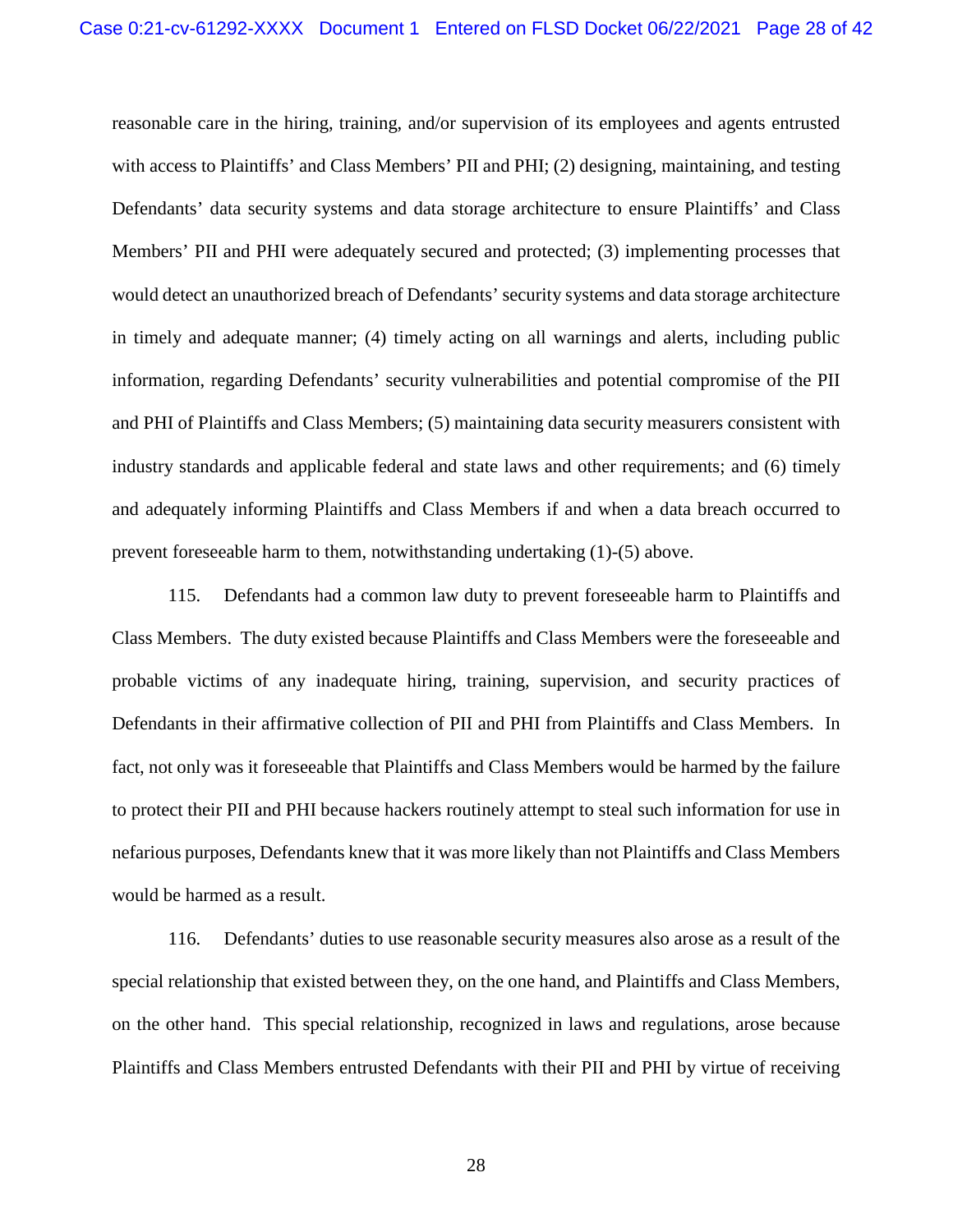reasonable care in the hiring, training, and/or supervision of its employees and agents entrusted with access to Plaintiffs' and Class Members' PII and PHI; (2) designing, maintaining, and testing Defendants' data security systems and data storage architecture to ensure Plaintiffs' and Class Members' PII and PHI were adequately secured and protected; (3) implementing processes that would detect an unauthorized breach of Defendants' security systems and data storage architecture in timely and adequate manner; (4) timely acting on all warnings and alerts, including public information, regarding Defendants' security vulnerabilities and potential compromise of the PII and PHI of Plaintiffs and Class Members; (5) maintaining data security measurers consistent with industry standards and applicable federal and state laws and other requirements; and (6) timely and adequately informing Plaintiffs and Class Members if and when a data breach occurred to prevent foreseeable harm to them, notwithstanding undertaking (1)-(5) above.

115. Defendants had a common law duty to prevent foreseeable harm to Plaintiffs and Class Members. The duty existed because Plaintiffs and Class Members were the foreseeable and probable victims of any inadequate hiring, training, supervision, and security practices of Defendants in their affirmative collection of PII and PHI from Plaintiffs and Class Members. In fact, not only was it foreseeable that Plaintiffs and Class Members would be harmed by the failure to protect their PII and PHI because hackers routinely attempt to steal such information for use in nefarious purposes, Defendants knew that it was more likely than not Plaintiffs and Class Members would be harmed as a result.

116. Defendants' duties to use reasonable security measures also arose as a result of the special relationship that existed between they, on the one hand, and Plaintiffs and Class Members, on the other hand. This special relationship, recognized in laws and regulations, arose because Plaintiffs and Class Members entrusted Defendants with their PII and PHI by virtue of receiving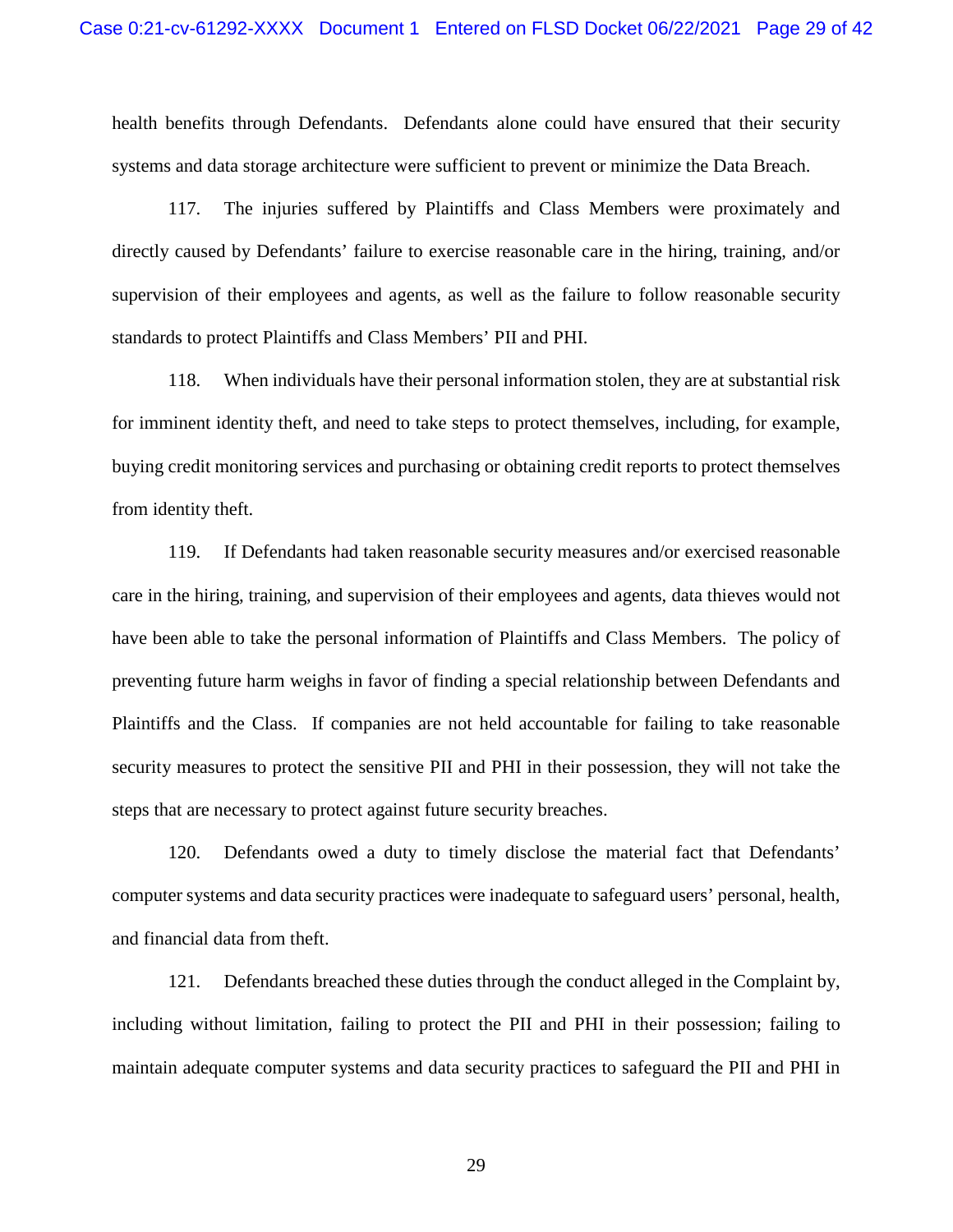health benefits through Defendants. Defendants alone could have ensured that their security systems and data storage architecture were sufficient to prevent or minimize the Data Breach.

117. The injuries suffered by Plaintiffs and Class Members were proximately and directly caused by Defendants' failure to exercise reasonable care in the hiring, training, and/or supervision of their employees and agents, as well as the failure to follow reasonable security standards to protect Plaintiffs and Class Members' PII and PHI.

118. When individuals have their personal information stolen, they are at substantial risk for imminent identity theft, and need to take steps to protect themselves, including, for example, buying credit monitoring services and purchasing or obtaining credit reports to protect themselves from identity theft.

119. If Defendants had taken reasonable security measures and/or exercised reasonable care in the hiring, training, and supervision of their employees and agents, data thieves would not have been able to take the personal information of Plaintiffs and Class Members. The policy of preventing future harm weighs in favor of finding a special relationship between Defendants and Plaintiffs and the Class. If companies are not held accountable for failing to take reasonable security measures to protect the sensitive PII and PHI in their possession, they will not take the steps that are necessary to protect against future security breaches.

120. Defendants owed a duty to timely disclose the material fact that Defendants' computer systems and data security practices were inadequate to safeguard users' personal, health, and financial data from theft.

121. Defendants breached these duties through the conduct alleged in the Complaint by, including without limitation, failing to protect the PII and PHI in their possession; failing to maintain adequate computer systems and data security practices to safeguard the PII and PHI in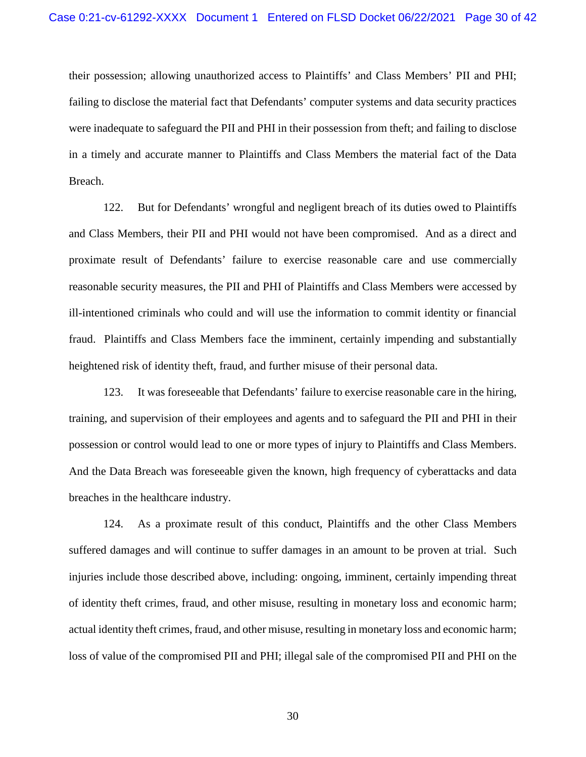their possession; allowing unauthorized access to Plaintiffs' and Class Members' PII and PHI; failing to disclose the material fact that Defendants' computer systems and data security practices were inadequate to safeguard the PII and PHI in their possession from theft; and failing to disclose in a timely and accurate manner to Plaintiffs and Class Members the material fact of the Data Breach.

122. But for Defendants' wrongful and negligent breach of its duties owed to Plaintiffs and Class Members, their PII and PHI would not have been compromised. And as a direct and proximate result of Defendants' failure to exercise reasonable care and use commercially reasonable security measures, the PII and PHI of Plaintiffs and Class Members were accessed by ill-intentioned criminals who could and will use the information to commit identity or financial fraud. Plaintiffs and Class Members face the imminent, certainly impending and substantially heightened risk of identity theft, fraud, and further misuse of their personal data.

123. It was foreseeable that Defendants' failure to exercise reasonable care in the hiring, training, and supervision of their employees and agents and to safeguard the PII and PHI in their possession or control would lead to one or more types of injury to Plaintiffs and Class Members. And the Data Breach was foreseeable given the known, high frequency of cyberattacks and data breaches in the healthcare industry.

124. As a proximate result of this conduct, Plaintiffs and the other Class Members suffered damages and will continue to suffer damages in an amount to be proven at trial. Such injuries include those described above, including: ongoing, imminent, certainly impending threat of identity theft crimes, fraud, and other misuse, resulting in monetary loss and economic harm; actual identity theft crimes, fraud, and other misuse, resulting in monetary loss and economic harm; loss of value of the compromised PII and PHI; illegal sale of the compromised PII and PHI on the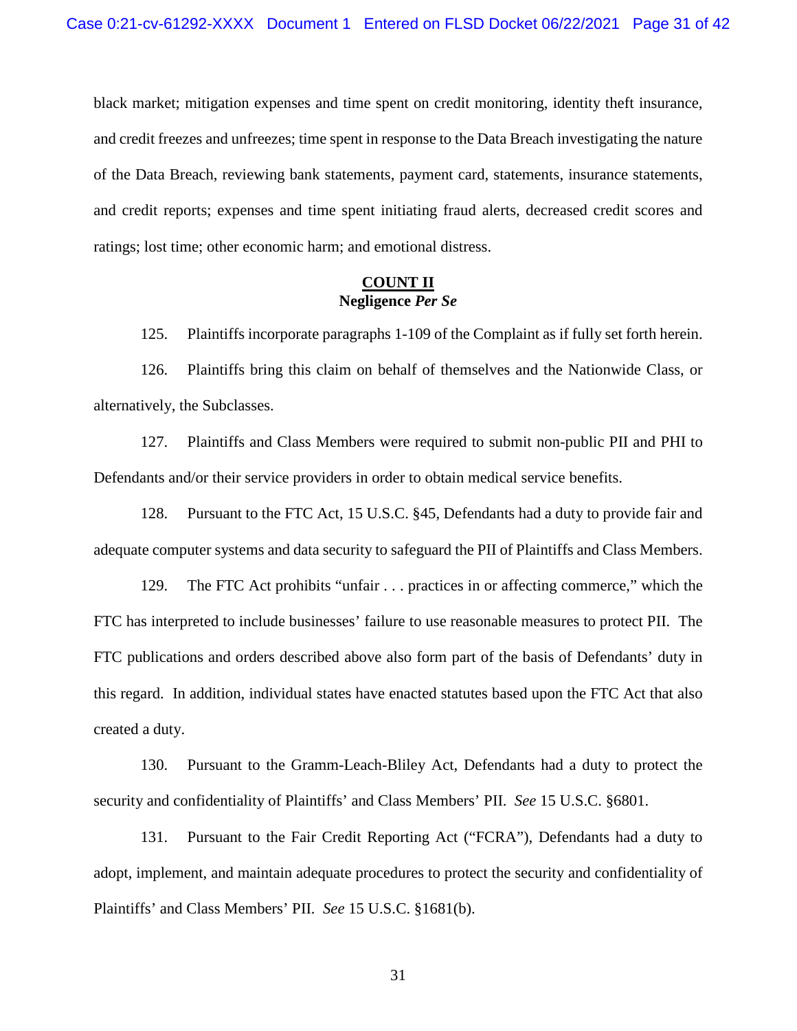black market; mitigation expenses and time spent on credit monitoring, identity theft insurance, and credit freezes and unfreezes; time spent in response to the Data Breach investigating the nature of the Data Breach, reviewing bank statements, payment card, statements, insurance statements, and credit reports; expenses and time spent initiating fraud alerts, decreased credit scores and ratings; lost time; other economic harm; and emotional distress.

## COUNT II
**Negligence *Per Se***

125. Plaintiffs incorporate paragraphs 1-109 of the Complaint as if fully set forth herein.

126. Plaintiffs bring this claim on behalf of themselves and the Nationwide Class, or alternatively, the Subclasses.

127. Plaintiffs and Class Members were required to submit non-public PII and PHI to Defendants and/or their service providers in order to obtain medical service benefits.

128. Pursuant to the FTC Act, 15 U.S.C. §45, Defendants had a duty to provide fair and adequate computer systems and data security to safeguard the PII of Plaintiffs and Class Members.

129. The FTC Act prohibits "unfair . . . practices in or affecting commerce," which the FTC has interpreted to include businesses' failure to use reasonable measures to protect PII. The FTC publications and orders described above also form part of the basis of Defendants' duty in this regard. In addition, individual states have enacted statutes based upon the FTC Act that also created a duty.

130. Pursuant to the Gramm-Leach-Bliley Act, Defendants had a duty to protect the security and confidentiality of Plaintiffs' and Class Members' PII. *See* 15 U.S.C. §6801.

131. Pursuant to the Fair Credit Reporting Act ("FCRA"), Defendants had a duty to adopt, implement, and maintain adequate procedures to protect the security and confidentiality of Plaintiffs' and Class Members' PII. *See* 15 U.S.C. §1681(b).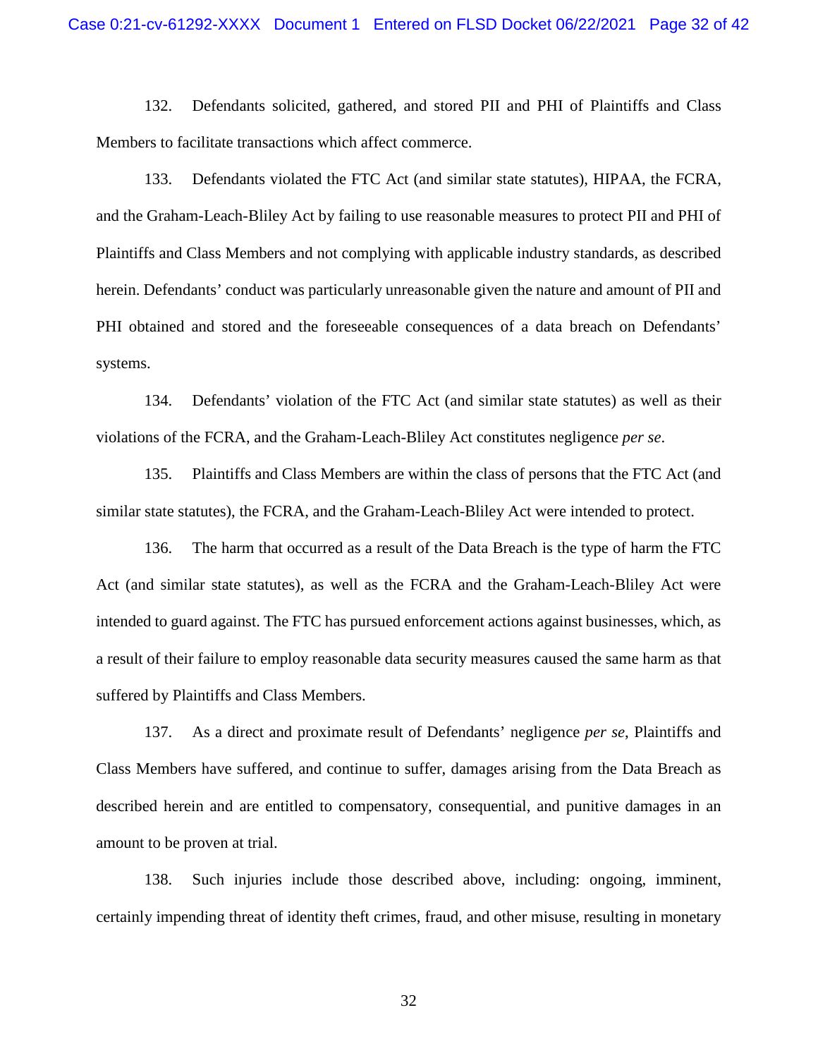132. Defendants solicited, gathered, and stored PII and PHI of Plaintiffs and Class Members to facilitate transactions which affect commerce.

133. Defendants violated the FTC Act (and similar state statutes), HIPAA, the FCRA, and the Graham-Leach-Bliley Act by failing to use reasonable measures to protect PII and PHI of Plaintiffs and Class Members and not complying with applicable industry standards, as described herein. Defendants' conduct was particularly unreasonable given the nature and amount of PII and PHI obtained and stored and the foreseeable consequences of a data breach on Defendants' systems.

134. Defendants' violation of the FTC Act (and similar state statutes) as well as their violations of the FCRA, and the Graham-Leach-Bliley Act constitutes negligence *per se*.

135. Plaintiffs and Class Members are within the class of persons that the FTC Act (and similar state statutes), the FCRA, and the Graham-Leach-Bliley Act were intended to protect.

136. The harm that occurred as a result of the Data Breach is the type of harm the FTC Act (and similar state statutes), as well as the FCRA and the Graham-Leach-Bliley Act were intended to guard against. The FTC has pursued enforcement actions against businesses, which, as a result of their failure to employ reasonable data security measures caused the same harm as that suffered by Plaintiffs and Class Members.

137. As a direct and proximate result of Defendants' negligence *per se*, Plaintiffs and Class Members have suffered, and continue to suffer, damages arising from the Data Breach as described herein and are entitled to compensatory, consequential, and punitive damages in an amount to be proven at trial.

138. Such injuries include those described above, including: ongoing, imminent, certainly impending threat of identity theft crimes, fraud, and other misuse, resulting in monetary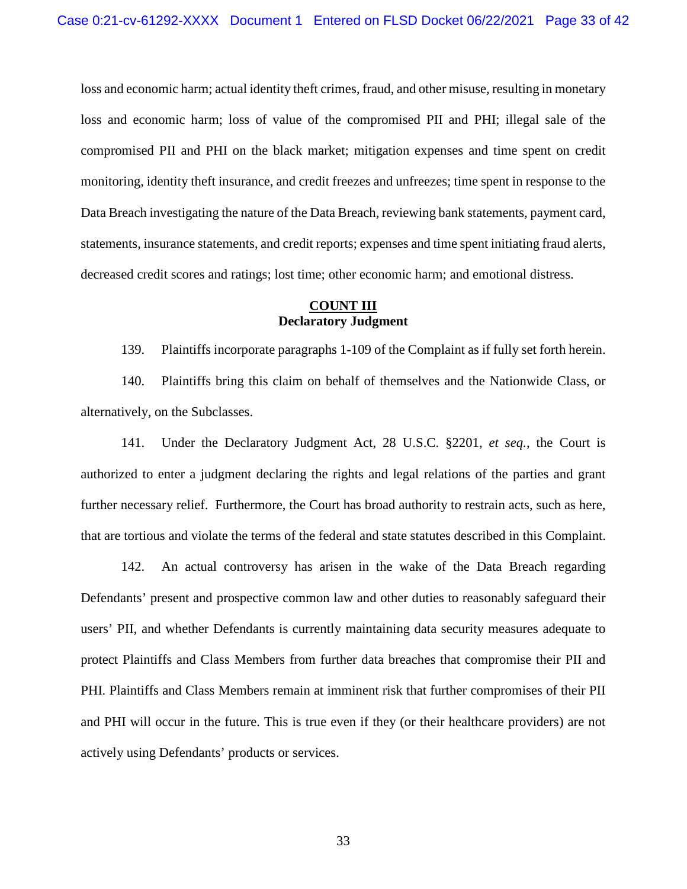loss and economic harm; actual identity theft crimes, fraud, and other misuse, resulting in monetary loss and economic harm; loss of value of the compromised PII and PHI; illegal sale of the compromised PII and PHI on the black market; mitigation expenses and time spent on credit monitoring, identity theft insurance, and credit freezes and unfreezes; time spent in response to the Data Breach investigating the nature of the Data Breach, reviewing bank statements, payment card, statements, insurance statements, and credit reports; expenses and time spent initiating fraud alerts, decreased credit scores and ratings; lost time; other economic harm; and emotional distress.

## COUNT III
**Declaratory Judgment**

139. Plaintiffs incorporate paragraphs 1-109 of the Complaint as if fully set forth herein.

140. Plaintiffs bring this claim on behalf of themselves and the Nationwide Class, or alternatively, on the Subclasses.

141. Under the Declaratory Judgment Act, 28 U.S.C. §2201, *et seq.*, the Court is authorized to enter a judgment declaring the rights and legal relations of the parties and grant further necessary relief. Furthermore, the Court has broad authority to restrain acts, such as here, that are tortious and violate the terms of the federal and state statutes described in this Complaint.

142. An actual controversy has arisen in the wake of the Data Breach regarding Defendants' present and prospective common law and other duties to reasonably safeguard their users' PII, and whether Defendants is currently maintaining data security measures adequate to protect Plaintiffs and Class Members from further data breaches that compromise their PII and PHI. Plaintiffs and Class Members remain at imminent risk that further compromises of their PII and PHI will occur in the future. This is true even if they (or their healthcare providers) are not actively using Defendants' products or services.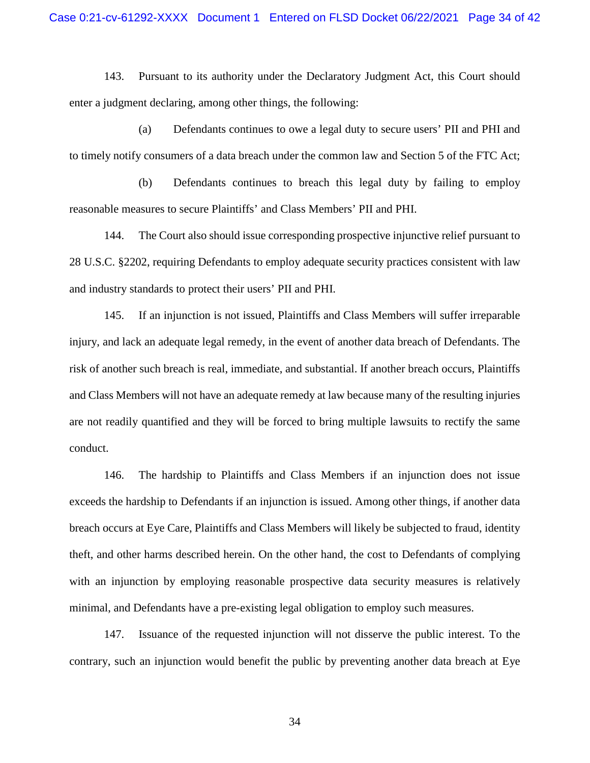143. Pursuant to its authority under the Declaratory Judgment Act, this Court should enter a judgment declaring, among other things, the following:

(a) Defendants continues to owe a legal duty to secure users' PII and PHI and to timely notify consumers of a data breach under the common law and Section 5 of the FTC Act;

(b) Defendants continues to breach this legal duty by failing to employ reasonable measures to secure Plaintiffs' and Class Members' PII and PHI.

144. The Court also should issue corresponding prospective injunctive relief pursuant to 28 U.S.C. §2202, requiring Defendants to employ adequate security practices consistent with law and industry standards to protect their users' PII and PHI.

145. If an injunction is not issued, Plaintiffs and Class Members will suffer irreparable injury, and lack an adequate legal remedy, in the event of another data breach of Defendants. The risk of another such breach is real, immediate, and substantial. If another breach occurs, Plaintiffs and Class Members will not have an adequate remedy at law because many of the resulting injuries are not readily quantified and they will be forced to bring multiple lawsuits to rectify the same conduct.

146. The hardship to Plaintiffs and Class Members if an injunction does not issue exceeds the hardship to Defendants if an injunction is issued. Among other things, if another data breach occurs at Eye Care, Plaintiffs and Class Members will likely be subjected to fraud, identity theft, and other harms described herein. On the other hand, the cost to Defendants of complying with an injunction by employing reasonable prospective data security measures is relatively minimal, and Defendants have a pre-existing legal obligation to employ such measures.

147. Issuance of the requested injunction will not disserve the public interest. To the contrary, such an injunction would benefit the public by preventing another data breach at Eye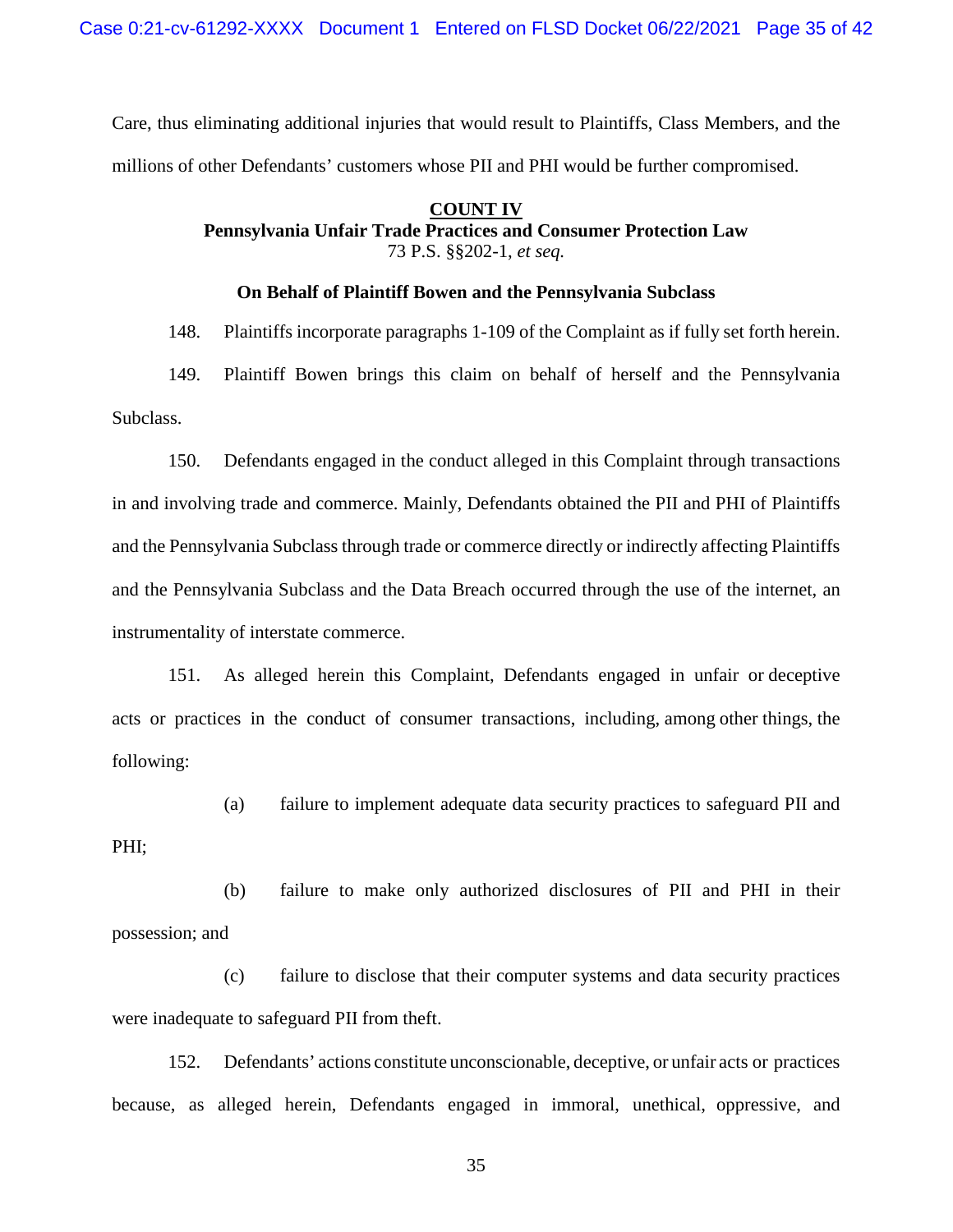Care, thus eliminating additional injuries that would result to Plaintiffs, Class Members, and the millions of other Defendants' customers whose PII and PHI would be further compromised.

**COUNT IV**
**Pennsylvania Unfair Trade Practices and Consumer Protection Law**
73 P.S. §§202-1, *et seq.*

**On Behalf of Plaintiff Bowen and the Pennsylvania Subclass**

148. Plaintiffs incorporate paragraphs 1-109 of the Complaint as if fully set forth herein.

149. Plaintiff Bowen brings this claim on behalf of herself and the Pennsylvania Subclass.

150. Defendants engaged in the conduct alleged in this Complaint through transactions in and involving trade and commerce. Mainly, Defendants obtained the PII and PHI of Plaintiffs and the Pennsylvania Subclass through trade or commerce directly or indirectly affecting Plaintiffs and the Pennsylvania Subclass and the Data Breach occurred through the use of the internet, an instrumentality of interstate commerce.

151. As alleged herein this Complaint, Defendants engaged in unfair or deceptive acts or practices in the conduct of consumer transactions, including, among other things, the following:

(a) failure to implement adequate data security practices to safeguard PII and PHI;

(b) failure to make only authorized disclosures of PII and PHI in their possession; and

(c) failure to disclose that their computer systems and data security practices were inadequate to safeguard PII from theft.

152. Defendants' actions constitute unconscionable, deceptive, or unfair acts or practices because, as alleged herein, Defendants engaged in immoral, unethical, oppressive, and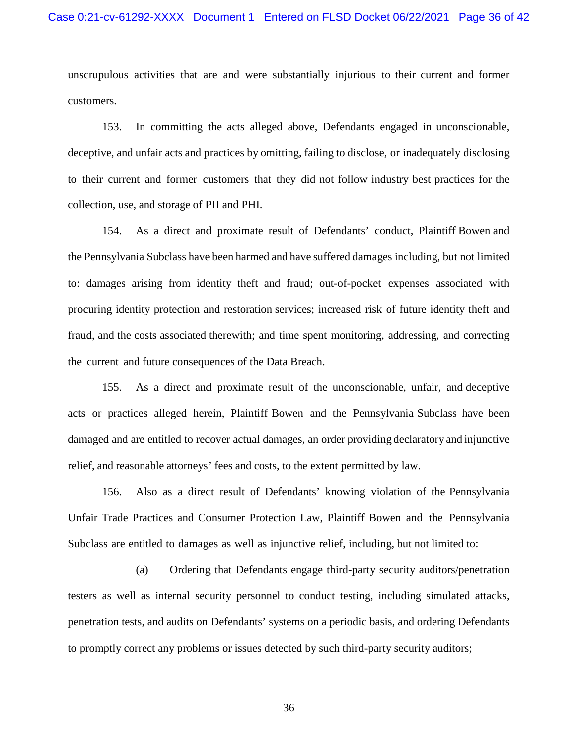unscrupulous activities that are and were substantially injurious to their current and former customers.

153. In committing the acts alleged above, Defendants engaged in unconscionable, deceptive, and unfair acts and practices by omitting, failing to disclose, or inadequately disclosing to their current and former customers that they did not follow industry best practices for the collection, use, and storage of PII and PHI.

154. As a direct and proximate result of Defendants' conduct, Plaintiff Bowen and the Pennsylvania Subclass have been harmed and have suffered damages including, but not limited to: damages arising from identity theft and fraud; out-of-pocket expenses associated with procuring identity protection and restoration services; increased risk of future identity theft and fraud, and the costs associated therewith; and time spent monitoring, addressing, and correcting the current and future consequences of the Data Breach.

155. As a direct and proximate result of the unconscionable, unfair, and deceptive acts or practices alleged herein, Plaintiff Bowen and the Pennsylvania Subclass have been damaged and are entitled to recover actual damages, an order providing declaratory and injunctive relief, and reasonable attorneys' fees and costs, to the extent permitted by law.

156. Also as a direct result of Defendants' knowing violation of the Pennsylvania Unfair Trade Practices and Consumer Protection Law, Plaintiff Bowen and the Pennsylvania Subclass are entitled to damages as well as injunctive relief, including, but not limited to:

(a) Ordering that Defendants engage third-party security auditors/penetration testers as well as internal security personnel to conduct testing, including simulated attacks, penetration tests, and audits on Defendants' systems on a periodic basis, and ordering Defendants to promptly correct any problems or issues detected by such third-party security auditors;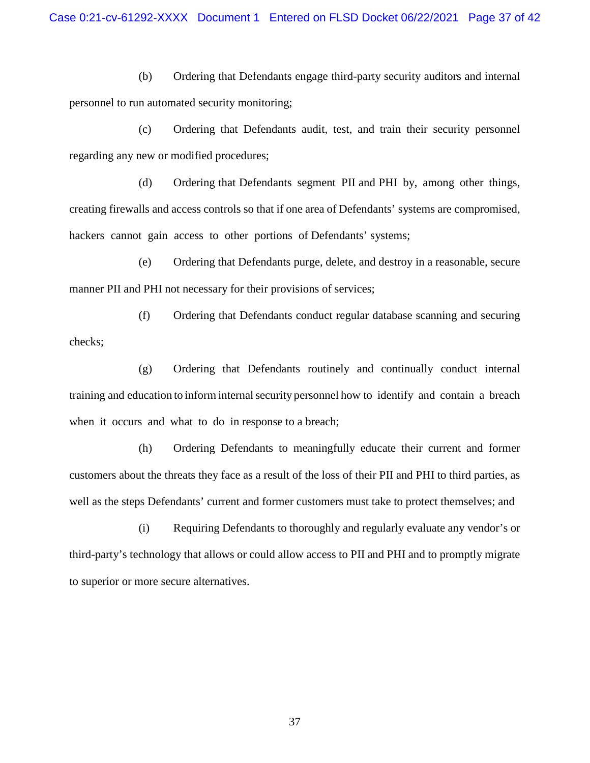(b) Ordering that Defendants engage third-party security auditors and internal personnel to run automated security monitoring;

(c) Ordering that Defendants audit, test, and train their security personnel regarding any new or modified procedures;

(d) Ordering that Defendants segment PII and PHI by, among other things, creating firewalls and access controls so that if one area of Defendants' systems are compromised, hackers cannot gain access to other portions of Defendants' systems;

(e) Ordering that Defendants purge, delete, and destroy in a reasonable, secure manner PII and PHI not necessary for their provisions of services;

(f) Ordering that Defendants conduct regular database scanning and securing checks;

(g) Ordering that Defendants routinely and continually conduct internal training and education to inform internal security personnel how to identify and contain a breach when it occurs and what to do in response to a breach;

(h) Ordering Defendants to meaningfully educate their current and former customers about the threats they face as a result of the loss of their PII and PHI to third parties, as well as the steps Defendants' current and former customers must take to protect themselves; and

(i) Requiring Defendants to thoroughly and regularly evaluate any vendor's or third-party's technology that allows or could allow access to PII and PHI and to promptly migrate to superior or more secure alternatives.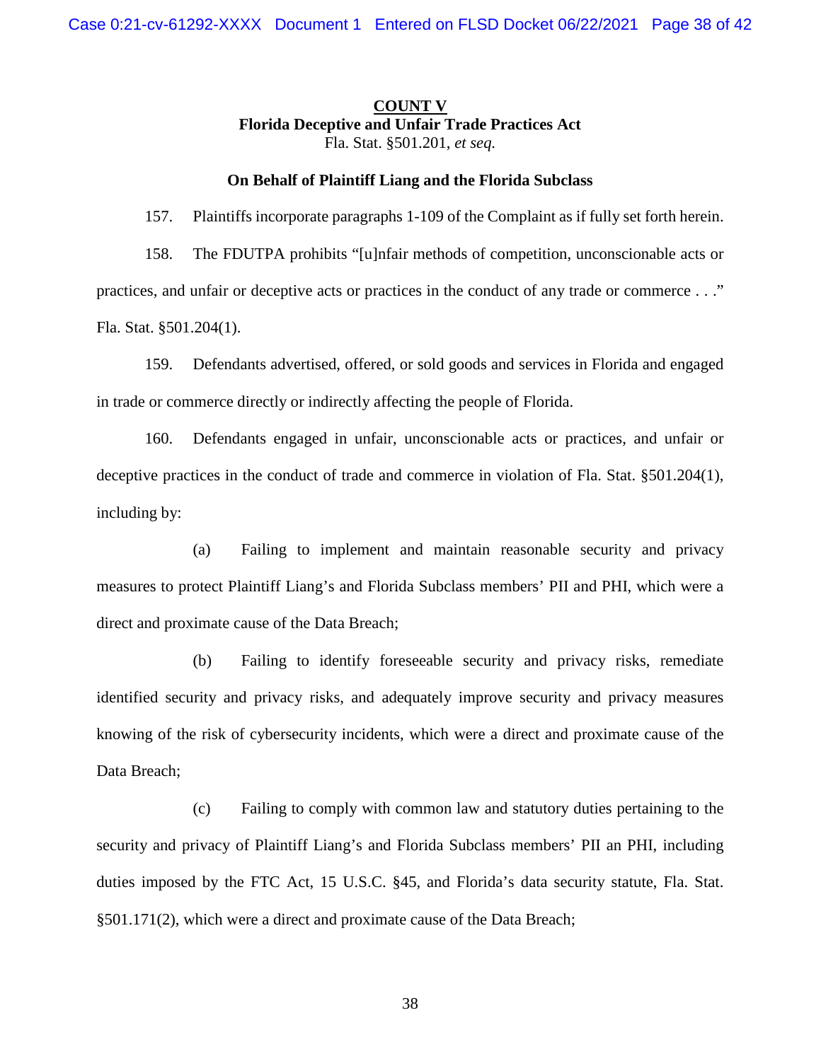**COUNT V**

**Florida Deceptive and Unfair Trade Practices Act**

Fla. Stat. §501.201, *et seq.*

**On Behalf of Plaintiff Liang and the Florida Subclass**

157. Plaintiffs incorporate paragraphs 1-109 of the Complaint as if fully set forth herein.

158. The FDUTPA prohibits "[u]nfair methods of competition, unconscionable acts or practices, and unfair or deceptive acts or practices in the conduct of any trade or commerce . . ." Fla. Stat. §501.204(1).

159. Defendants advertised, offered, or sold goods and services in Florida and engaged in trade or commerce directly or indirectly affecting the people of Florida.

160. Defendants engaged in unfair, unconscionable acts or practices, and unfair or deceptive practices in the conduct of trade and commerce in violation of Fla. Stat. §501.204(1), including by:

(a) Failing to implement and maintain reasonable security and privacy measures to protect Plaintiff Liang's and Florida Subclass members' PII and PHI, which were a direct and proximate cause of the Data Breach;

(b) Failing to identify foreseeable security and privacy risks, remediate identified security and privacy risks, and adequately improve security and privacy measures knowing of the risk of cybersecurity incidents, which were a direct and proximate cause of the Data Breach;

(c) Failing to comply with common law and statutory duties pertaining to the security and privacy of Plaintiff Liang's and Florida Subclass members' PII an PHI, including duties imposed by the FTC Act, 15 U.S.C. §45, and Florida's data security statute, Fla. Stat. §501.171(2), which were a direct and proximate cause of the Data Breach;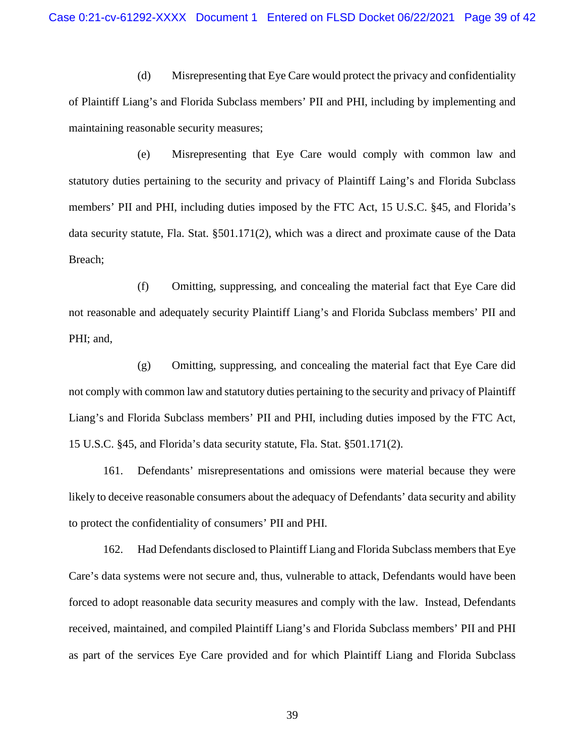(d) Misrepresenting that Eye Care would protect the privacy and confidentiality of Plaintiff Liang's and Florida Subclass members' PII and PHI, including by implementing and maintaining reasonable security measures;

(e) Misrepresenting that Eye Care would comply with common law and statutory duties pertaining to the security and privacy of Plaintiff Laing's and Florida Subclass members' PII and PHI, including duties imposed by the FTC Act, 15 U.S.C. §45, and Florida's data security statute, Fla. Stat. §501.171(2), which was a direct and proximate cause of the Data Breach;

(f) Omitting, suppressing, and concealing the material fact that Eye Care did not reasonable and adequately security Plaintiff Liang's and Florida Subclass members' PII and PHI; and,

(g) Omitting, suppressing, and concealing the material fact that Eye Care did not comply with common law and statutory duties pertaining to the security and privacy of Plaintiff Liang's and Florida Subclass members' PII and PHI, including duties imposed by the FTC Act, 15 U.S.C. §45, and Florida's data security statute, Fla. Stat. §501.171(2).

161. Defendants' misrepresentations and omissions were material because they were likely to deceive reasonable consumers about the adequacy of Defendants' data security and ability to protect the confidentiality of consumers' PII and PHI.

162. Had Defendants disclosed to Plaintiff Liang and Florida Subclass members that Eye Care's data systems were not secure and, thus, vulnerable to attack, Defendants would have been forced to adopt reasonable data security measures and comply with the law. Instead, Defendants received, maintained, and compiled Plaintiff Liang's and Florida Subclass members' PII and PHI as part of the services Eye Care provided and for which Plaintiff Liang and Florida Subclass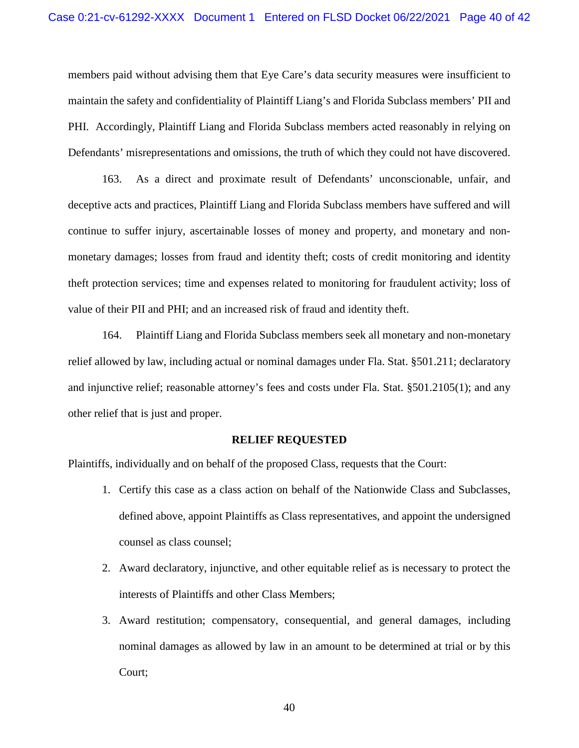members paid without advising them that Eye Care's data security measures were insufficient to maintain the safety and confidentiality of Plaintiff Liang's and Florida Subclass members' PII and PHI. Accordingly, Plaintiff Liang and Florida Subclass members acted reasonably in relying on Defendants' misrepresentations and omissions, the truth of which they could not have discovered.

163. As a direct and proximate result of Defendants' unconscionable, unfair, and deceptive acts and practices, Plaintiff Liang and Florida Subclass members have suffered and will continue to suffer injury, ascertainable losses of money and property, and monetary and non-monetary damages; losses from fraud and identity theft; costs of credit monitoring and identity theft protection services; time and expenses related to monitoring for fraudulent activity; loss of value of their PII and PHI; and an increased risk of fraud and identity theft.

164. Plaintiff Liang and Florida Subclass members seek all monetary and non-monetary relief allowed by law, including actual or nominal damages under Fla. Stat. §501.211; declaratory and injunctive relief; reasonable attorney's fees and costs under Fla. Stat. §501.2105(1); and any other relief that is just and proper.

**RELIEF REQUESTED**

Plaintiffs, individually and on behalf of the proposed Class, requests that the Court:

1. Certify this case as a class action on behalf of the Nationwide Class and Subclasses, defined above, appoint Plaintiffs as Class representatives, and appoint the undersigned counsel as class counsel;
2. Award declaratory, injunctive, and other equitable relief as is necessary to protect the interests of Plaintiffs and other Class Members;
3. Award restitution; compensatory, consequential, and general damages, including nominal damages as allowed by law in an amount to be determined at trial or by this Court;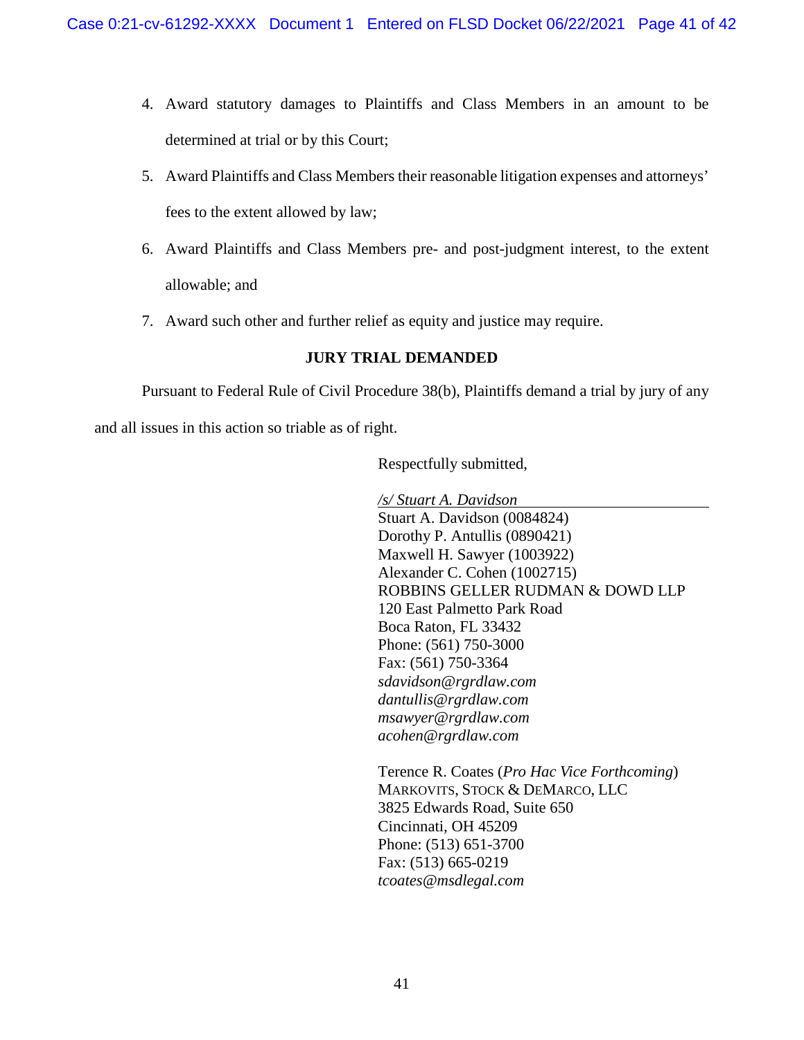4. Award statutory damages to Plaintiffs and Class Members in an amount to be determined at trial or by this Court;
5. Award Plaintiffs and Class Members their reasonable litigation expenses and attorneys' fees to the extent allowed by law;
6. Award Plaintiffs and Class Members pre- and post-judgment interest, to the extent allowable; and
7. Award such other and further relief as equity and justice may require.

**JURY TRIAL DEMANDED**

Pursuant to Federal Rule of Civil Procedure 38(b), Plaintiffs demand a trial by jury of any and all issues in this action so triable as of right.

Respectfully submitted,

*/s/ Stuart A. Davidson*
Stuart A. Davidson (0084824)
Dorothy P. Antullis (0890421)
Maxwell H. Sawyer (1003922)
Alexander C. Cohen (1002715)
ROBBINS GELLER RUDMAN & DOWD LLP
120 East Palmetto Park Road
Boca Raton, FL 33432
Phone: (561) 750-3000
Fax: (561) 750-3364
*sdavidson@rgrdlaw.com*
*dantullis@rgrdlaw.com*
*msawyer@rgrdlaw.com*
*acohen@rgrdlaw.com*

Terence R. Coates (*Pro Hac Vice Forthcoming*)
MARKOVITS, STOCK & DEMARCO, LLC
3825 Edwards Road, Suite 650
Cincinnati, OH 45209
Phone: (513) 651-3700
Fax: (513) 665-0219
*tcoates@msdlegal.com*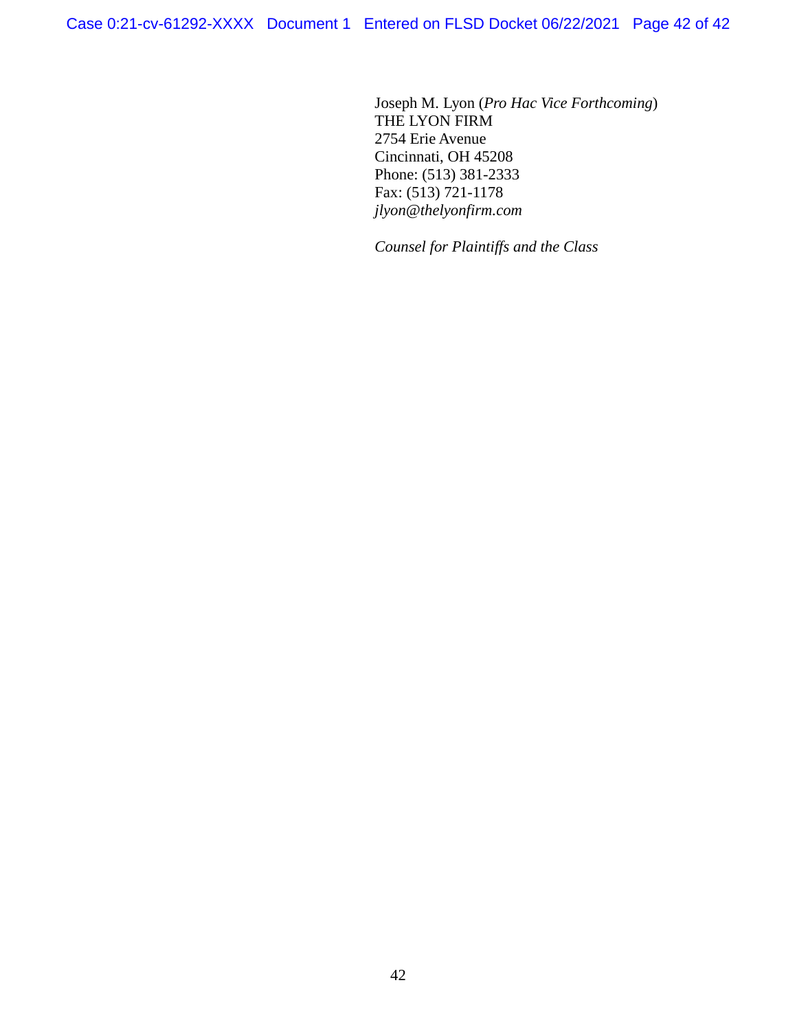Joseph M. Lyon (*Pro Hac Vice Forthcoming*)
THE LYON FIRM
2754 Erie Avenue
Cincinnati, OH 45208
Phone: (513) 381-2333
Fax: (513) 721-1178
*jlyon@thelyonfirm.com*

*Counsel for Plaintiffs and the Class*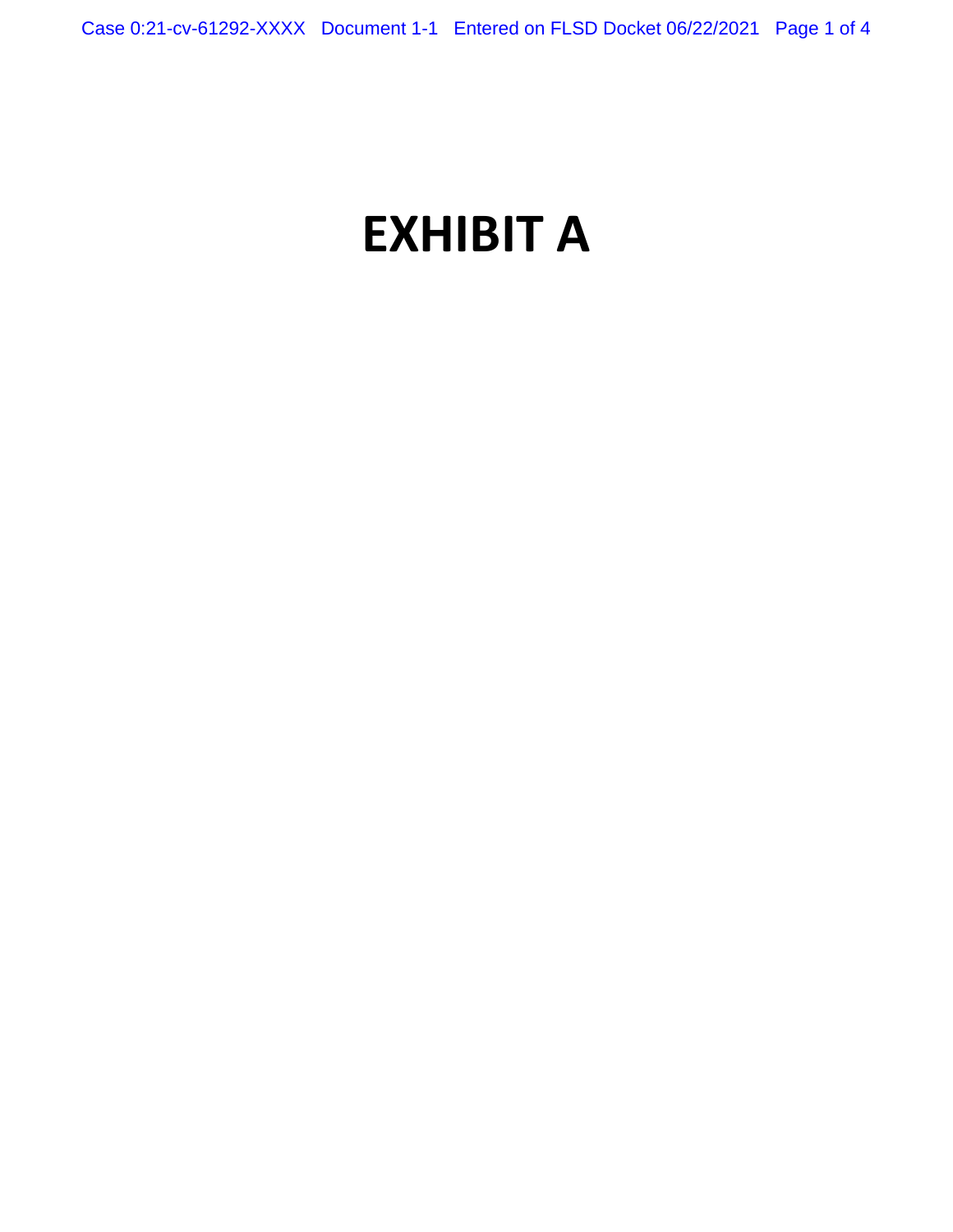# EXHIBIT A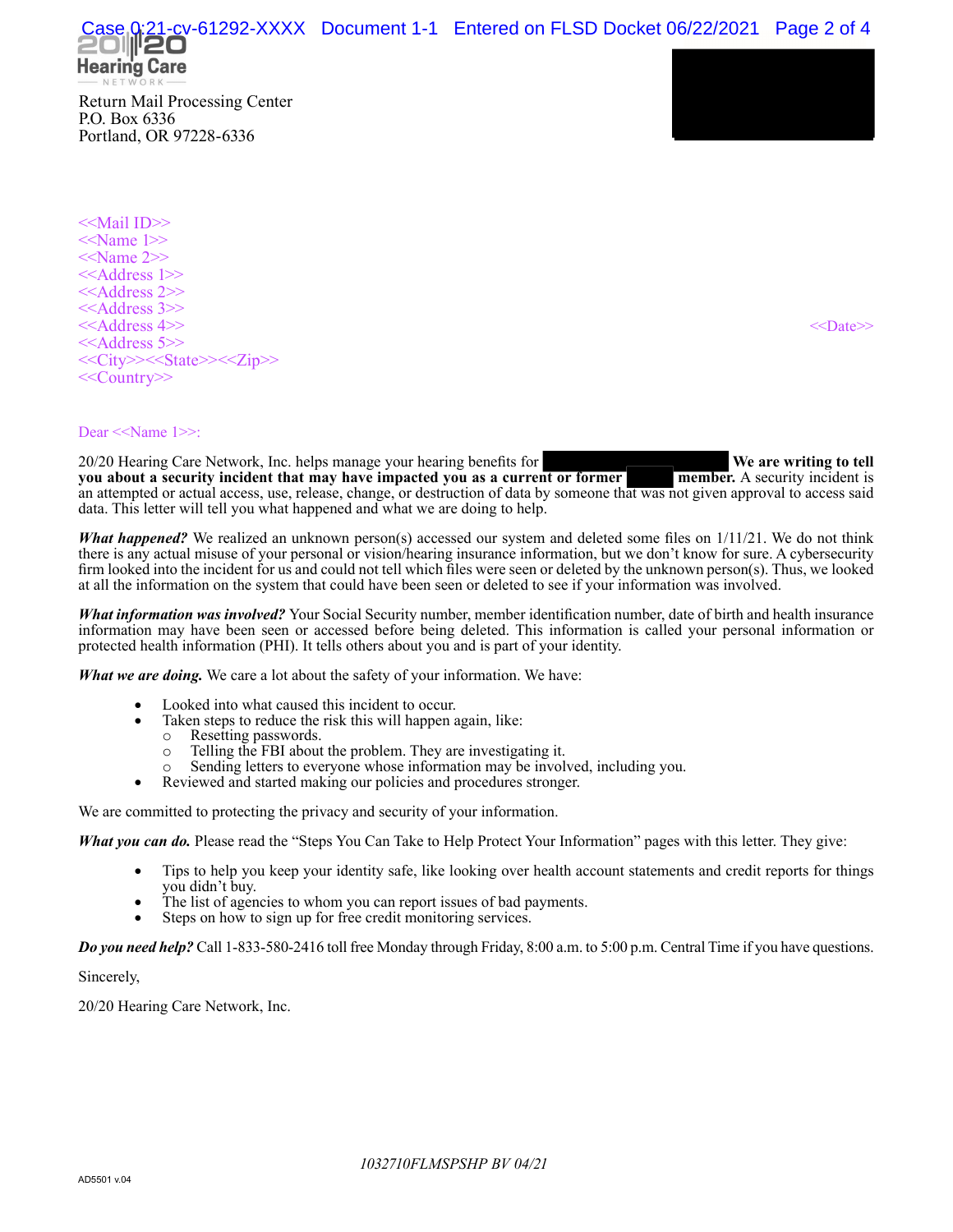20/20 Hearing Care NETWORK

Return Mail Processing Center
P.O. Box 6336
Portland, OR 97228-6336

<<Mail ID>>
<<Name 1>>
<<Name 2>>
<<Address 1>>
<<Address 2>>
<<Address 3>>
<<Address 4>>
<<Address 5>>
<<City>><<State>><<Zip>>
<<Country>>

<<Date>>

Dear <<Name 1>>:

20/20 Hearing Care Network, Inc. helps manage your hearing benefits for **We are writing to tell you about a security incident that may have impacted you as a current or former member.** A security incident is an attempted or actual access, use, release, change, or destruction of data by someone that was not given approval to access said data. This letter will tell you what happened and what we are doing to help.

***What happened?*** We realized an unknown person(s) accessed our system and deleted some files on 1/11/21. We do not think there is any actual misuse of your personal or vision/hearing insurance information, but we don't know for sure. A cybersecurity firm looked into the incident for us and could not tell which files were seen or deleted by the unknown person(s). Thus, we looked at all the information on the system that could have been seen or deleted to see if your information was involved.

***What information was involved?*** Your Social Security number, member identification number, date of birth and health insurance information may have been seen or accessed before being deleted. This information is called your personal information or protected health information (PHI). It tells others about you and is part of your identity.

***What we are doing.*** We care a lot about the safety of your information. We have:

- Looked into what caused this incident to occur.
- Taken steps to reduce the risk this will happen again, like:
  - Resetting passwords.
  - Telling the FBI about the problem. They are investigating it.
  - Sending letters to everyone whose information may be involved, including you.
- Reviewed and started making our policies and procedures stronger.

We are committed to protecting the privacy and security of your information.

***What you can do.*** Please read the "Steps You Can Take to Help Protect Your Information" pages with this letter. They give:

- Tips to help you keep your identity safe, like looking over health account statements and credit reports for things you didn't buy.
- The list of agencies to whom you can report issues of bad payments.
- Steps on how to sign up for free credit monitoring services.

***Do you need help?*** Call 1-833-580-2416 toll free Monday through Friday, 8:00 a.m. to 5:00 p.m. Central Time if you have questions.

Sincerely,

20/20 Hearing Care Network, Inc.

*1032710FLMSPSHP BV 04/21*

AD5501 v.04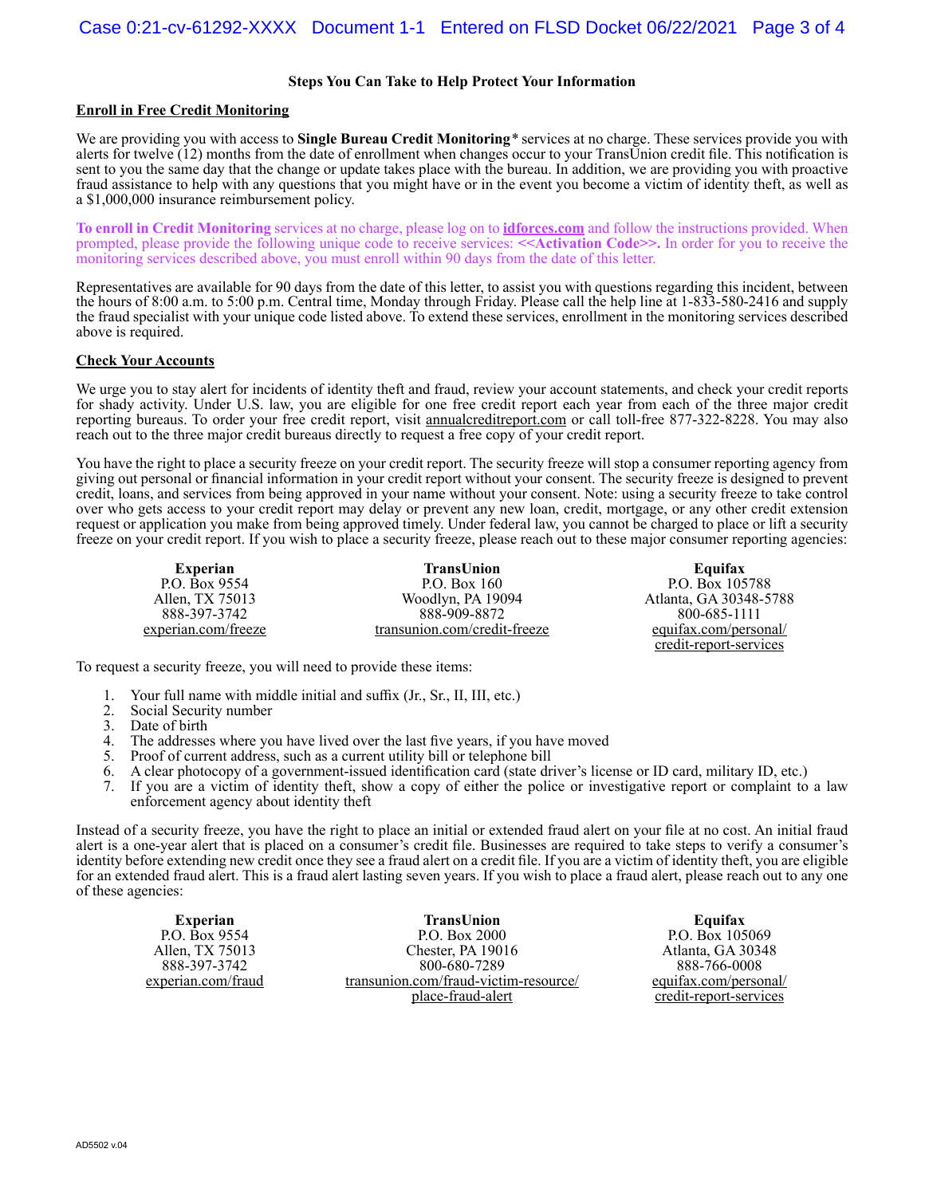**Steps You Can Take to Help Protect Your Information**

**Enroll in Free Credit Monitoring**

We are providing you with access to **Single Bureau Credit Monitoring*** services at no charge. These services provide you with alerts for twelve (12) months from the date of enrollment when changes occur to your TransUnion credit file. This notification is sent to you the same day that the change or update takes place with the bureau. In addition, we are providing you with proactive fraud assistance to help with any questions that you might have or in the event you become a victim of identity theft, as well as a $1,000,000 insurance reimbursement policy.

**To enroll in Credit Monitoring** services at no charge, please log on to **idforces.com** and follow the instructions provided. When prompted, please provide the following unique code to receive services: **<<Activation Code>>.** In order for you to receive the monitoring services described above, you must enroll within 90 days from the date of this letter.

Representatives are available for 90 days from the date of this letter, to assist you with questions regarding this incident, between the hours of 8:00 a.m. to 5:00 p.m. Central time, Monday through Friday. Please call the help line at 1-833-580-2416 and supply the fraud specialist with your unique code listed above. To extend these services, enrollment in the monitoring services described above is required.

**Check Your Accounts**

We urge you to stay alert for incidents of identity theft and fraud, review your account statements, and check your credit reports for shady activity. Under U.S. law, you are eligible for one free credit report each year from each of the three major credit reporting bureaus. To order your free credit report, visit annualcreditreport.com or call toll-free 877-322-8228. You may also reach out to the three major credit bureaus directly to request a free copy of your credit report.

You have the right to place a security freeze on your credit report. The security freeze will stop a consumer reporting agency from giving out personal or financial information in your credit report without your consent. The security freeze is designed to prevent credit, loans, and services from being approved in your name without your consent. Note: using a security freeze to take control over who gets access to your credit report may delay or prevent any new loan, credit, mortgage, or any other credit extension request or application you make from being approved timely. Under federal law, you cannot be charged to place or lift a security freeze on your credit report. If you wish to place a security freeze, please reach out to these major consumer reporting agencies:

| **Experian** | **TransUnion** | **Equifax** |
|---|---|---|
| P.O. Box 9554 | P.O. Box 160 | P.O. Box 105788 |
| Allen, TX 75013 | Woodlyn, PA 19094 | Atlanta, GA 30348-5788 |
| 888-397-3742 | 888-909-8872 | 800-685-1111 |
| experian.com/freeze | transunion.com/credit-freeze | equifax.com/personal/credit-report-services |

To request a security freeze, you will need to provide these items:

1. Your full name with middle initial and suffix (Jr., Sr., II, III, etc.)
2. Social Security number
3. Date of birth
4. The addresses where you have lived over the last five years, if you have moved
5. Proof of current address, such as a current utility bill or telephone bill
6. A clear photocopy of a government-issued identification card (state driver's license or ID card, military ID, etc.)
7. If you are a victim of identity theft, show a copy of either the police or investigative report or complaint to a law enforcement agency about identity theft

Instead of a security freeze, you have the right to place an initial or extended fraud alert on your file at no cost. An initial fraud alert is a one-year alert that is placed on a consumer's credit file. Businesses are required to take steps to verify a consumer's identity before extending new credit once they see a fraud alert on a credit file. If you are a victim of identity theft, you are eligible for an extended fraud alert. This is a fraud alert lasting seven years. If you wish to place a fraud alert, please reach out to any one of these agencies:

| **Experian** | **TransUnion** | **Equifax** |
|---|---|---|
| P.O. Box 9554 | P.O. Box 2000 | P.O. Box 105069 |
| Allen, TX 75013 | Chester, PA 19016 | Atlanta, GA 30348 |
| 888-397-3742 | 800-680-7289 | 888-766-0008 |
| experian.com/fraud | transunion.com/fraud-victim-resource/place-fraud-alert | equifax.com/personal/credit-report-services |

AD5502 v.04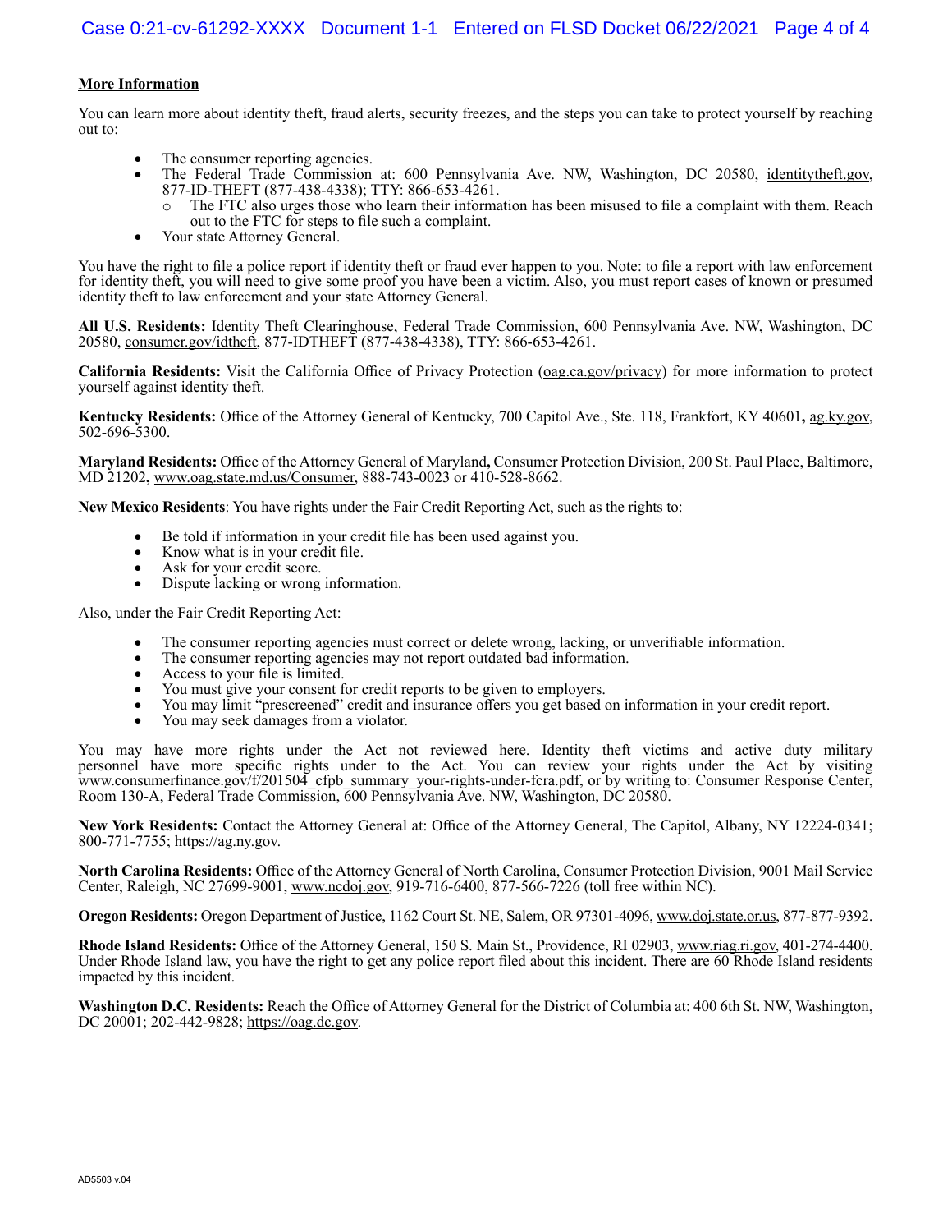**More Information**

You can learn more about identity theft, fraud alerts, security freezes, and the steps you can take to protect yourself by reaching out to:

- The consumer reporting agencies.
- The Federal Trade Commission at: 600 Pennsylvania Ave. NW, Washington, DC 20580, identitytheft.gov, 877-ID-THEFT (877-438-4338); TTY: 866-653-4261.
  - The FTC also urges those who learn their information has been misused to file a complaint with them. Reach out to the FTC for steps to file such a complaint.
- Your state Attorney General.

You have the right to file a police report if identity theft or fraud ever happen to you. Note: to file a report with law enforcement for identity theft, you will need to give some proof you have been a victim. Also, you must report cases of known or presumed identity theft to law enforcement and your state Attorney General.

**All U.S. Residents:** Identity Theft Clearinghouse, Federal Trade Commission, 600 Pennsylvania Ave. NW, Washington, DC 20580, consumer.gov/idtheft, 877-IDTHEFT (877-438-4338), TTY: 866-653-4261.

**California Residents:** Visit the California Office of Privacy Protection (oag.ca.gov/privacy) for more information to protect yourself against identity theft.

**Kentucky Residents:** Office of the Attorney General of Kentucky, 700 Capitol Ave., Ste. 118, Frankfort, KY 40601**,** ag.ky.gov, 502-696-5300.

**Maryland Residents:** Office of the Attorney General of Maryland**,** Consumer Protection Division, 200 St. Paul Place, Baltimore, MD 21202**,** www.oag.state.md.us/Consumer, 888-743-0023 or 410-528-8662.

**New Mexico Residents**: You have rights under the Fair Credit Reporting Act, such as the rights to:

- Be told if information in your credit file has been used against you.
- Know what is in your credit file.
- Ask for your credit score.
- Dispute lacking or wrong information.

Also, under the Fair Credit Reporting Act:

- The consumer reporting agencies must correct or delete wrong, lacking, or unverifiable information.
- The consumer reporting agencies may not report outdated bad information.
- Access to your file is limited.
- You must give your consent for credit reports to be given to employers.
- You may limit "prescreened" credit and insurance offers you get based on information in your credit report.
- You may seek damages from a violator.

You may have more rights under the Act not reviewed here. Identity theft victims and active duty military personnel have more specific rights under the Act. You can review your rights under the Act by visiting www.consumerfinance.gov/f/201504_cfpb_summary_your-rights-under-fcra.pdf, or by writing to: Consumer Response Center, Room 130-A, Federal Trade Commission, 600 Pennsylvania Ave. NW, Washington, DC 20580.

**New York Residents:** Contact the Attorney General at: Office of the Attorney General, The Capitol, Albany, NY 12224-0341; 800-771-7755; https://ag.ny.gov.

**North Carolina Residents:** Office of the Attorney General of North Carolina, Consumer Protection Division, 9001 Mail Service Center, Raleigh, NC 27699-9001, www.ncdoj.gov, 919-716-6400, 877-566-7226 (toll free within NC).

**Oregon Residents:** Oregon Department of Justice, 1162 Court St. NE, Salem, OR 97301-4096, www.doj.state.or.us, 877-877-9392.

**Rhode Island Residents:** Office of the Attorney General, 150 S. Main St., Providence, RI 02903, www.riag.ri.gov, 401-274-4400. Under Rhode Island law, you have the right to get any police report filed about this incident. There are 60 Rhode Island residents impacted by this incident.

**Washington D.C. Residents:** Reach the Office of Attorney General for the District of Columbia at: 400 6th St. NW, Washington, DC 20001; 202-442-9828; https://oag.dc.gov.

AD5503 v.04